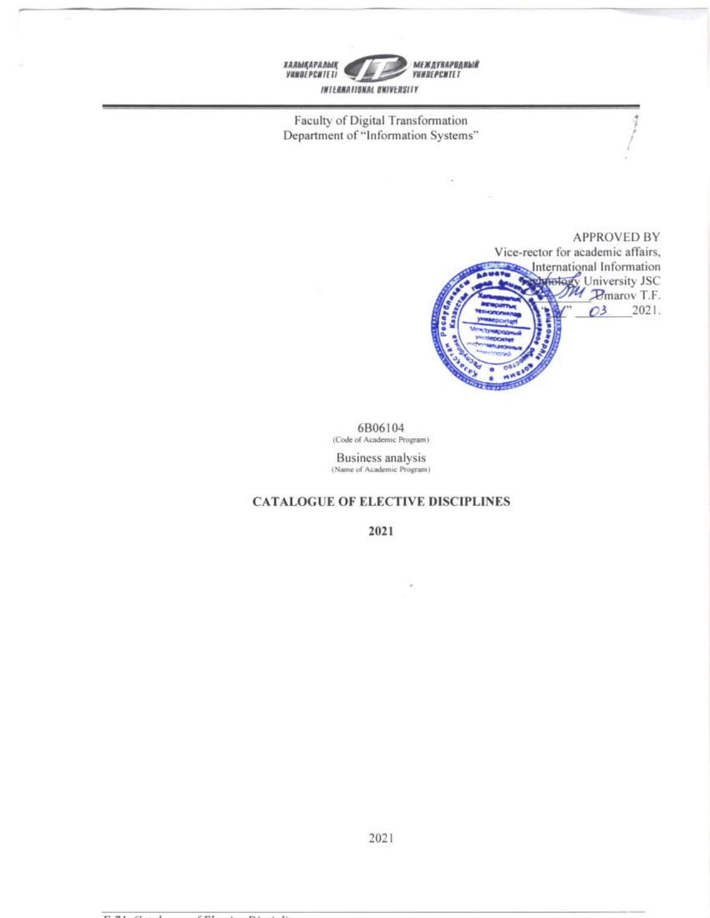ХАЛЫҚАРАЛЫҚ УНИВЕРСИТЕТІ МЕЖДУНАРОДНЫЙ УНИВЕРСИТЕТ INTERNATIONAL UNIVERSITY

Faculty of Digital Transformation
Department of "Information Systems"

APPROVED BY
Vice-rector for academic affairs,
International Information Technology University JSC
_________ Omarov T.F.
"__" __03__ 2021.

6B06104
(Code of Academic Program)

Business analysis
(Name of Academic Program)

## CATALOGUE OF ELECTIVE DISCIPLINES

**2021**

2021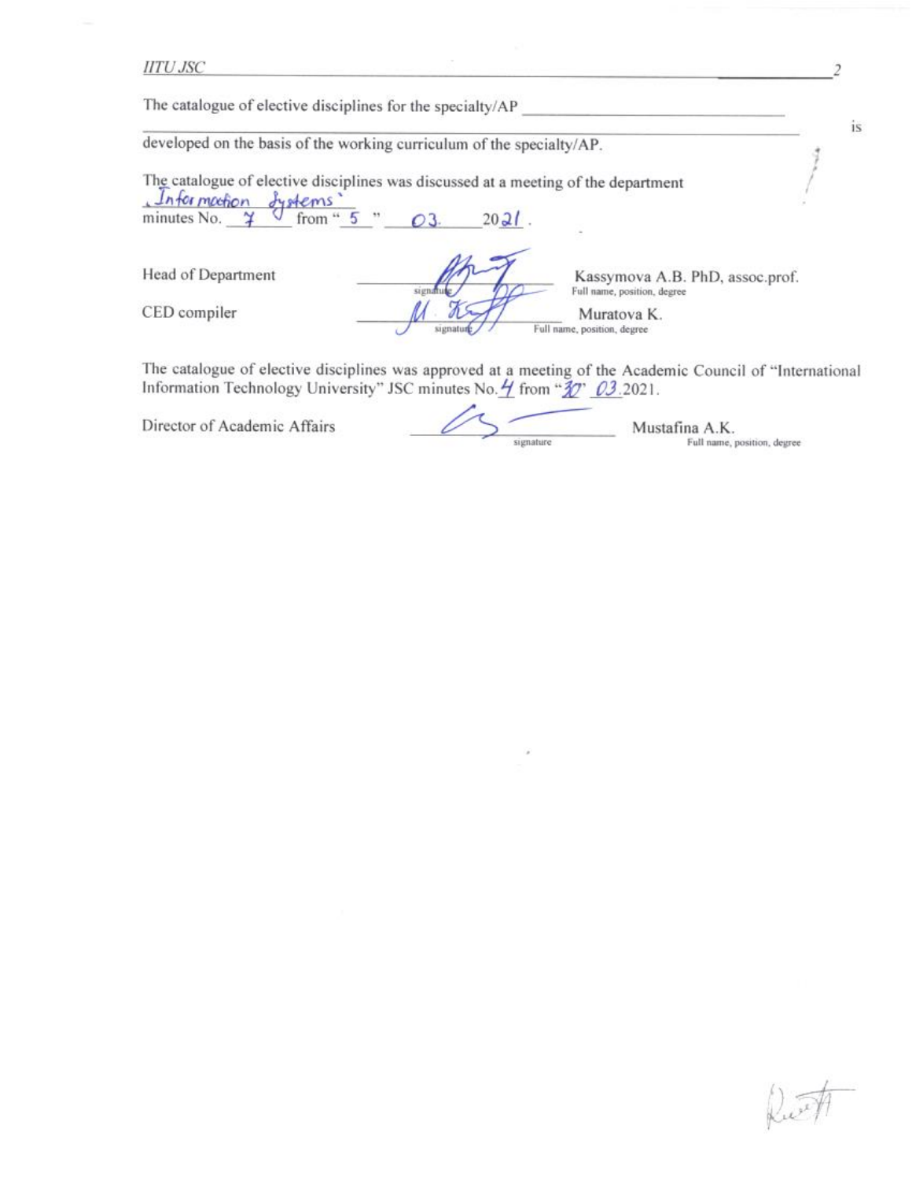The catalogue of elective disciplines for the specialty/AP ______________________________ is developed on the basis of the working curriculum of the specialty/AP.

The catalogue of elective disciplines was discussed at a meeting of the department "Information Systems" minutes No. 7 from "5" 03. 2021.

| | | |
|---|---|---|
| Head of Department | _______________ signature | Kassymova A.B. PhD, assoc.prof. Full name, position, degree |
| CED compiler | _______________ signature | Muratova K. Full name, position, degree |

The catalogue of elective disciplines was approved at a meeting of the Academic Council of "International Information Technology University" JSC minutes No. 4 from "30" 03.2021.

| | | |
|---|---|---|
| Director of Academic Affairs | _______________ signature | Mustafina A.K. Full name, position, degree |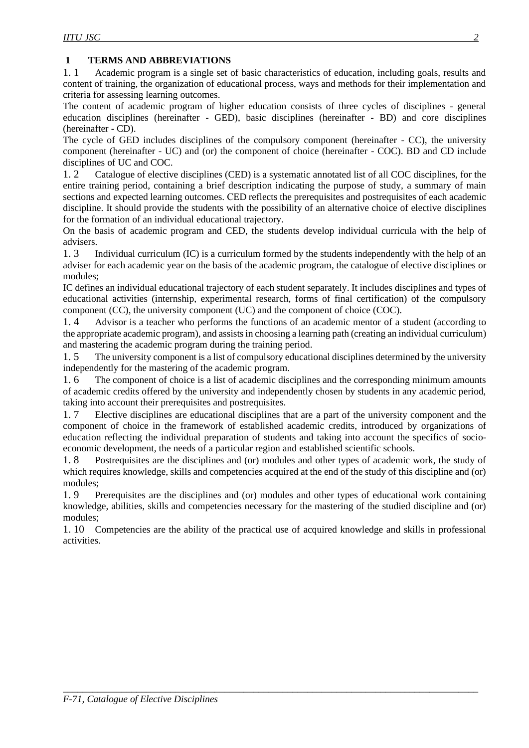## 1 TERMS AND ABBREVIATIONS

1.1 Academic program is a single set of basic characteristics of education, including goals, results and content of training, the organization of educational process, ways and methods for their implementation and criteria for assessing learning outcomes.

The content of academic program of higher education consists of three cycles of disciplines - general education disciplines (hereinafter - GED), basic disciplines (hereinafter - BD) and core disciplines (hereinafter - CD).

The cycle of GED includes disciplines of the compulsory component (hereinafter - CC), the university component (hereinafter - UC) and (or) the component of choice (hereinafter - COC). BD and CD include disciplines of UC and COC.

1.2 Catalogue of elective disciplines (CED) is a systematic annotated list of all COC disciplines, for the entire training period, containing a brief description indicating the purpose of study, a summary of main sections and expected learning outcomes. CED reflects the prerequisites and postrequisites of each academic discipline. It should provide the students with the possibility of an alternative choice of elective disciplines for the formation of an individual educational trajectory.

On the basis of academic program and CED, the students develop individual curricula with the help of advisers.

1.3 Individual curriculum (IC) is a curriculum formed by the students independently with the help of an adviser for each academic year on the basis of the academic program, the catalogue of elective disciplines or modules;

IC defines an individual educational trajectory of each student separately. It includes disciplines and types of educational activities (internship, experimental research, forms of final certification) of the compulsory component (CC), the university component (UC) and the component of choice (COC).

1.4 Advisor is a teacher who performs the functions of an academic mentor of a student (according to the appropriate academic program), and assists in choosing a learning path (creating an individual curriculum) and mastering the academic program during the training period.

1.5 The university component is a list of compulsory educational disciplines determined by the university independently for the mastering of the academic program.

1.6 The component of choice is a list of academic disciplines and the corresponding minimum amounts of academic credits offered by the university and independently chosen by students in any academic period, taking into account their prerequisites and postrequisites.

1.7 Elective disciplines are educational disciplines that are a part of the university component and the component of choice in the framework of established academic credits, introduced by organizations of education reflecting the individual preparation of students and taking into account the specifics of socio-economic development, the needs of a particular region and established scientific schools.

1.8 Postrequisites are the disciplines and (or) modules and other types of academic work, the study of which requires knowledge, skills and competencies acquired at the end of the study of this discipline and (or) modules;

1.9 Prerequisites are the disciplines and (or) modules and other types of educational work containing knowledge, abilities, skills and competencies necessary for the mastering of the studied discipline and (or) modules;

1.10 Competencies are the ability of the practical use of acquired knowledge and skills in professional activities.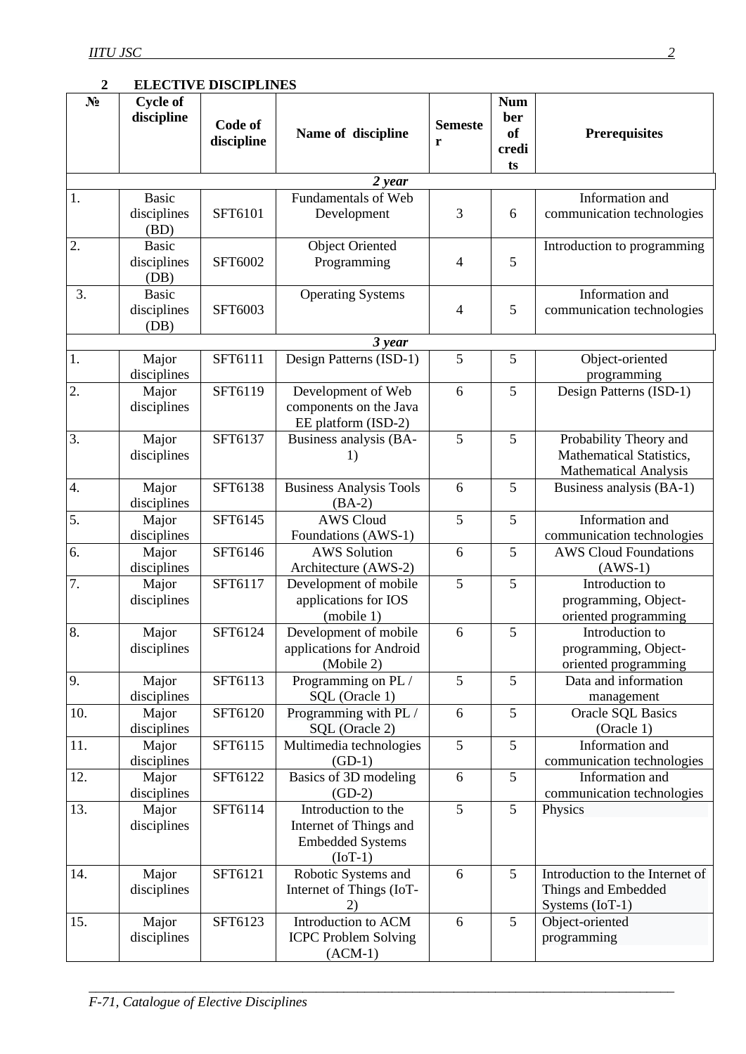## 2 ELECTIVE DISCIPLINES

| № | Cycle of discipline | Code of discipline | Name of discipline | Semester | Number of credits | Prerequisites |
|---|---|---|---|---|---|---|
| *2 year* | | | | | | |
| 1. | Basic disciplines (BD) | SFT6101 | Fundamentals of Web Development | 3 | 6 | Information and communication technologies |
| 2. | Basic disciplines (DB) | SFT6002 | Object Oriented Programming | 4 | 5 | Introduction to programming |
| 3. | Basic disciplines (DB) | SFT6003 | Operating Systems | 4 | 5 | Information and communication technologies |
| *3 year* | | | | | | |
| 1. | Major disciplines | SFT6111 | Design Patterns (ISD-1) | 5 | 5 | Object-oriented programming |
| 2. | Major disciplines | SFT6119 | Development of Web components on the Java EE platform (ISD-2) | 6 | 5 | Design Patterns (ISD-1) |
| 3. | Major disciplines | SFT6137 | Business analysis (BA-1) | 5 | 5 | Probability Theory and Mathematical Statistics, Mathematical Analysis |
| 4. | Major disciplines | SFT6138 | Business Analysis Tools (BA-2) | 6 | 5 | Business analysis (BA-1) |
| 5. | Major disciplines | SFT6145 | AWS Cloud Foundations (AWS-1) | 5 | 5 | Information and communication technologies |
| 6. | Major disciplines | SFT6146 | AWS Solution Architecture (AWS-2) | 6 | 5 | AWS Cloud Foundations (AWS-1) |
| 7. | Major disciplines | SFT6117 | Development of mobile applications for IOS (mobile 1) | 5 | 5 | Introduction to programming, Object-oriented programming |
| 8. | Major disciplines | SFT6124 | Development of mobile applications for Android (Mobile 2) | 6 | 5 | Introduction to programming, Object-oriented programming |
| 9. | Major disciplines | SFT6113 | Programming on PL / SQL (Oracle 1) | 5 | 5 | Data and information management |
| 10. | Major disciplines | SFT6120 | Programming with PL / SQL (Oracle 2) | 6 | 5 | Oracle SQL Basics (Oracle 1) |
| 11. | Major disciplines | SFT6115 | Multimedia technologies (GD-1) | 5 | 5 | Information and communication technologies |
| 12. | Major disciplines | SFT6122 | Basics of 3D modeling (GD-2) | 6 | 5 | Information and communication technologies |
| 13. | Major disciplines | SFT6114 | Introduction to the Internet of Things and Embedded Systems (IoT-1) | 5 | 5 | Physics |
| 14. | Major disciplines | SFT6121 | Robotic Systems and Internet of Things (IoT-2) | 6 | 5 | Introduction to the Internet of Things and Embedded Systems (IoT-1) |
| 15. | Major disciplines | SFT6123 | Introduction to ACM ICPC Problem Solving (ACM-1) | 6 | 5 | Object-oriented programming |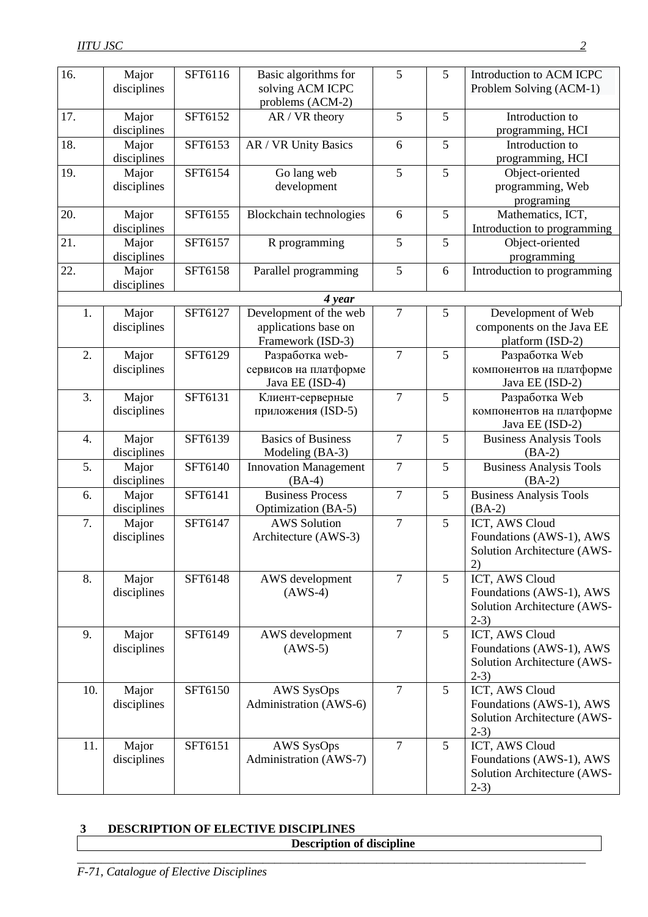| 16. | Major disciplines | SFT6116 | Basic algorithms for solving ACM ICPC problems (ACM-2) | 5 | 5 | Introduction to ACM ICPC Problem Solving (ACM-1) |
|---|---|---|---|---|---|---|
| 17. | Major disciplines | SFT6152 | AR / VR theory | 5 | 5 | Introduction to programming, HCI |
| 18. | Major disciplines | SFT6153 | AR / VR Unity Basics | 6 | 5 | Introduction to programming, HCI |
| 19. | Major disciplines | SFT6154 | Go lang web development | 5 | 5 | Object-oriented programming, Web programing |
| 20. | Major disciplines | SFT6155 | Blockchain technologies | 6 | 5 | Mathematics, ICT, Introduction to programming |
| 21. | Major disciplines | SFT6157 | R programming | 5 | 5 | Object-oriented programming |
| 22. | Major disciplines | SFT6158 | Parallel programming | 5 | 6 | Introduction to programming |
| | | | ***4 year*** | | | |
| 1. | Major disciplines | SFT6127 | Development of the web applications base on Framework (ISD-3) | 7 | 5 | Development of Web components on the Java EE platform (ISD-2) |
| 2. | Major disciplines | SFT6129 | Разработка web-сервисов на платформе Java EE (ISD-4) | 7 | 5 | Разработка Web компонентов на платформе Java EE (ISD-2) |
| 3. | Major disciplines | SFT6131 | Клиент-серверные приложения (ISD-5) | 7 | 5 | Разработка Web компонентов на платформе Java EE (ISD-2) |
| 4. | Major disciplines | SFT6139 | Basics of Business Modeling (BA-3) | 7 | 5 | Business Analysis Tools (BA-2) |
| 5. | Major disciplines | SFT6140 | Innovation Management (BA-4) | 7 | 5 | Business Analysis Tools (BA-2) |
| 6. | Major disciplines | SFT6141 | Business Process Optimization (BA-5) | 7 | 5 | Business Analysis Tools (BA-2) |
| 7. | Major disciplines | SFT6147 | AWS Solution Architecture (AWS-3) | 7 | 5 | ICT, AWS Cloud Foundations (AWS-1), AWS Solution Architecture (AWS-2) |
| 8. | Major disciplines | SFT6148 | AWS development (AWS-4) | 7 | 5 | ICT, AWS Cloud Foundations (AWS-1), AWS Solution Architecture (AWS-2-3) |
| 9. | Major disciplines | SFT6149 | AWS development (AWS-5) | 7 | 5 | ICT, AWS Cloud Foundations (AWS-1), AWS Solution Architecture (AWS-2-3) |
| 10. | Major disciplines | SFT6150 | AWS SysOps Administration (AWS-6) | 7 | 5 | ICT, AWS Cloud Foundations (AWS-1), AWS Solution Architecture (AWS-2-3) |
| 11. | Major disciplines | SFT6151 | AWS SysOps Administration (AWS-7) | 7 | 5 | ICT, AWS Cloud Foundations (AWS-1), AWS Solution Architecture (AWS-2-3) |

## 3 DESCRIPTION OF ELECTIVE DISCIPLINES

| Description of discipline |
|---|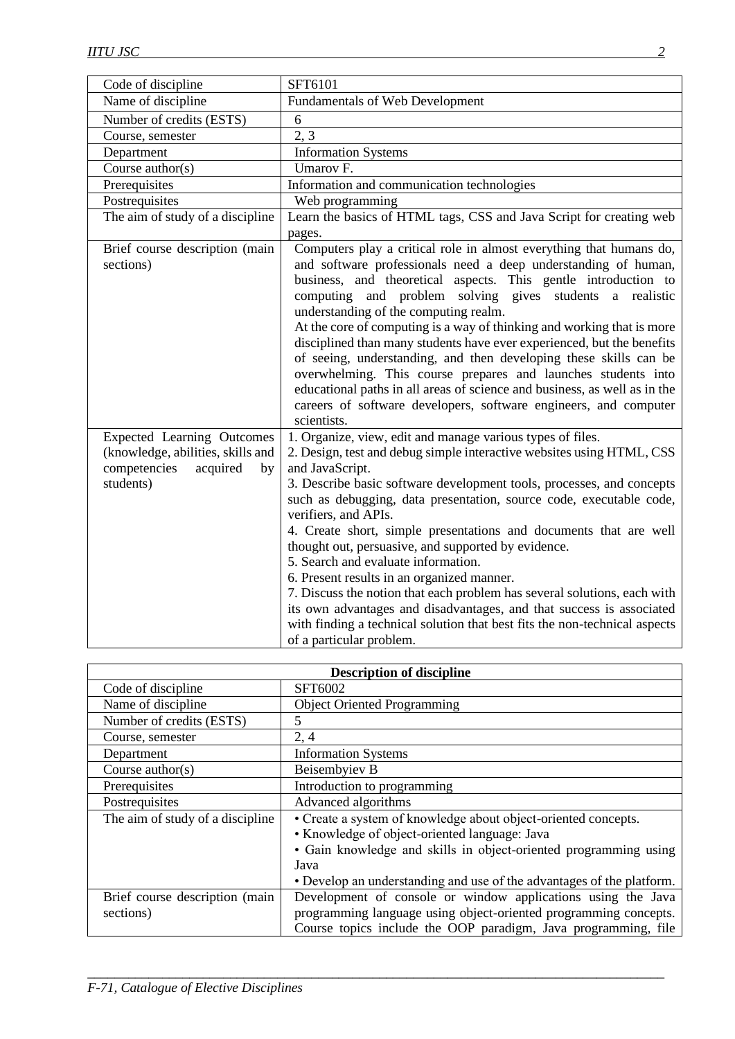| Code of discipline | SFT6101 |
|---|---|
| Name of discipline | Fundamentals of Web Development |
| Number of credits (ESTS) | 6 |
| Course, semester | 2, 3 |
| Department | Information Systems |
| Course author(s) | Umarov F. |
| Prerequisites | Information and communication technologies |
| Postrequisites | Web programming |
| The aim of study of a discipline | Learn the basics of HTML tags, CSS and Java Script for creating web pages. |
| Brief course description (main sections) | Computers play a critical role in almost everything that humans do, and software professionals need a deep understanding of human, business, and theoretical aspects. This gentle introduction to computing and problem solving gives students a realistic understanding of the computing realm.<br>At the core of computing is a way of thinking and working that is more disciplined than many students have ever experienced, but the benefits of seeing, understanding, and then developing these skills can be overwhelming. This course prepares and launches students into educational paths in all areas of science and business, as well as in the careers of software developers, software engineers, and computer scientists. |
| Expected Learning Outcomes (knowledge, abilities, skills and competencies acquired by students) | 1. Organize, view, edit and manage various types of files.<br>2. Design, test and debug simple interactive websites using HTML, CSS and JavaScript.<br>3. Describe basic software development tools, processes, and concepts such as debugging, data presentation, source code, executable code, verifiers, and APIs.<br>4. Create short, simple presentations and documents that are well thought out, persuasive, and supported by evidence.<br>5. Search and evaluate information.<br>6. Present results in an organized manner.<br>7. Discuss the notion that each problem has several solutions, each with its own advantages and disadvantages, and that success is associated with finding a technical solution that best fits the non-technical aspects of a particular problem. |

| **Description of discipline** | |
|---|---|
| Code of discipline | SFT6002 |
| Name of discipline | Object Oriented Programming |
| Number of credits (ESTS) | 5 |
| Course, semester | 2, 4 |
| Department | Information Systems |
| Course author(s) | Beisembyiev B |
| Prerequisites | Introduction to programming |
| Postrequisites | Advanced algorithms |
| The aim of study of a discipline | • Create a system of knowledge about object-oriented concepts.<br>• Knowledge of object-oriented language: Java<br>• Gain knowledge and skills in object-oriented programming using Java<br>• Develop an understanding and use of the advantages of the platform. |
| Brief course description (main sections) | Development of console or window applications using the Java programming language using object-oriented programming concepts. Course topics include the OOP paradigm, Java programming, file |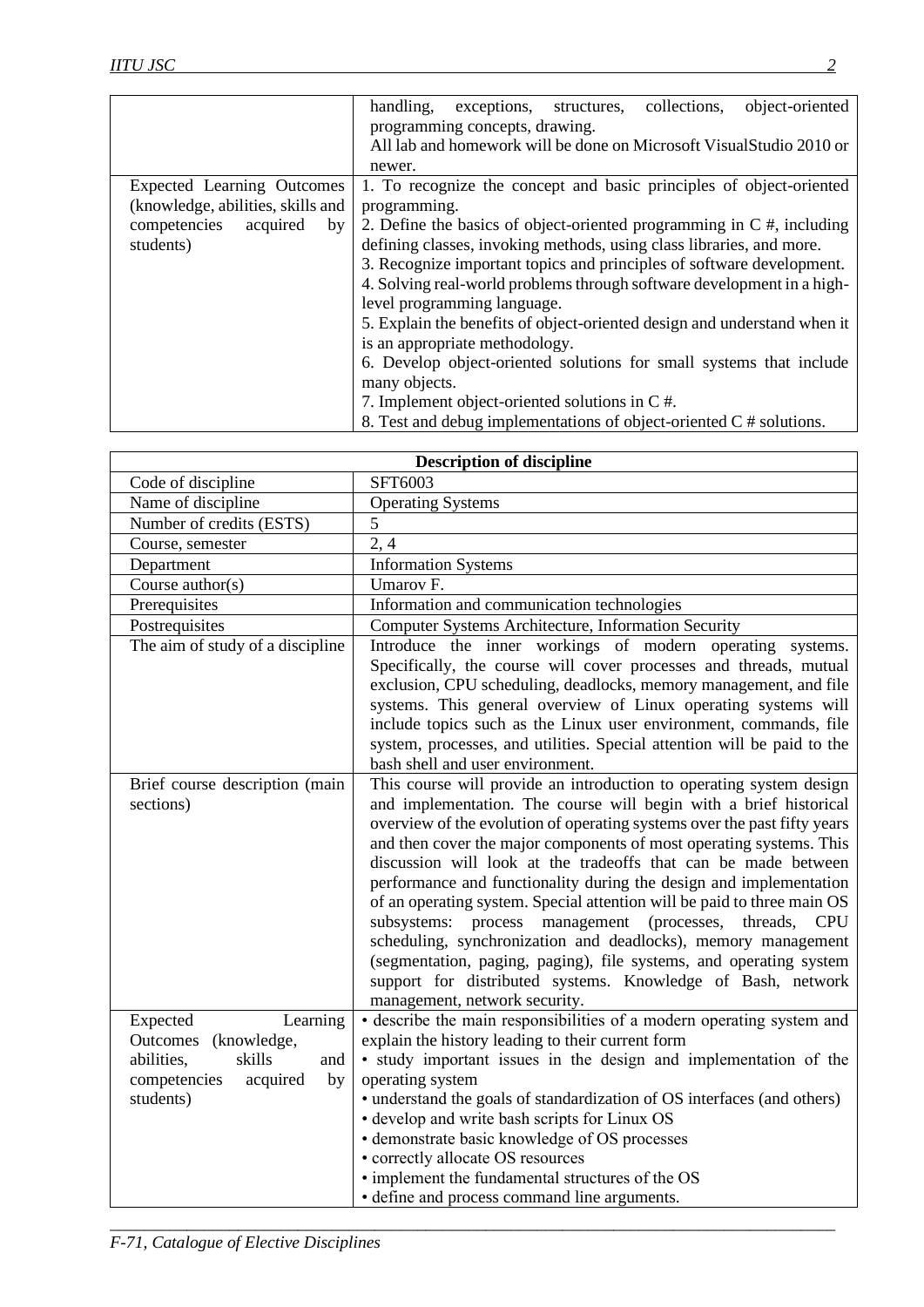| | |
|---|---|
| | handling, exceptions, structures, collections, object-oriented programming concepts, drawing.<br>All lab and homework will be done on Microsoft VisualStudio 2010 or newer. |
| Expected Learning Outcomes (knowledge, abilities, skills and competencies acquired by students) | 1. To recognize the concept and basic principles of object-oriented programming.<br>2. Define the basics of object-oriented programming in C #, including defining classes, invoking methods, using class libraries, and more.<br>3. Recognize important topics and principles of software development.<br>4. Solving real-world problems through software development in a high-level programming language.<br>5. Explain the benefits of object-oriented design and understand when it is an appropriate methodology.<br>6. Develop object-oriented solutions for small systems that include many objects.<br>7. Implement object-oriented solutions in C #.<br>8. Test and debug implementations of object-oriented C # solutions. |

| **Description of discipline** | |
|---|---|
| Code of discipline | SFT6003 |
| Name of discipline | Operating Systems |
| Number of credits (ESTS) | 5 |
| Course, semester | 2, 4 |
| Department | Information Systems |
| Course author(s) | Umarov F. |
| Prerequisites | Information and communication technologies |
| Postrequisites | Computer Systems Architecture, Information Security |
| The aim of study of a discipline | Introduce the inner workings of modern operating systems. Specifically, the course will cover processes and threads, mutual exclusion, CPU scheduling, deadlocks, memory management, and file systems. This general overview of Linux operating systems will include topics such as the Linux user environment, commands, file system, processes, and utilities. Special attention will be paid to the bash shell and user environment. |
| Brief course description (main sections) | This course will provide an introduction to operating system design and implementation. The course will begin with a brief historical overview of the evolution of operating systems over the past fifty years and then cover the major components of most operating systems. This discussion will look at the tradeoffs that can be made between performance and functionality during the design and implementation of an operating system. Special attention will be paid to three main OS subsystems: process management (processes, threads, CPU scheduling, synchronization and deadlocks), memory management (segmentation, paging, paging), file systems, and operating system support for distributed systems. Knowledge of Bash, network management, network security. |
| Expected Learning Outcomes (knowledge, abilities, skills and competencies acquired by students) | • describe the main responsibilities of a modern operating system and explain the history leading to their current form<br>• study important issues in the design and implementation of the operating system<br>• understand the goals of standardization of OS interfaces (and others)<br>• develop and write bash scripts for Linux OS<br>• demonstrate basic knowledge of OS processes<br>• correctly allocate OS resources<br>• implement the fundamental structures of the OS<br>• define and process command line arguments. |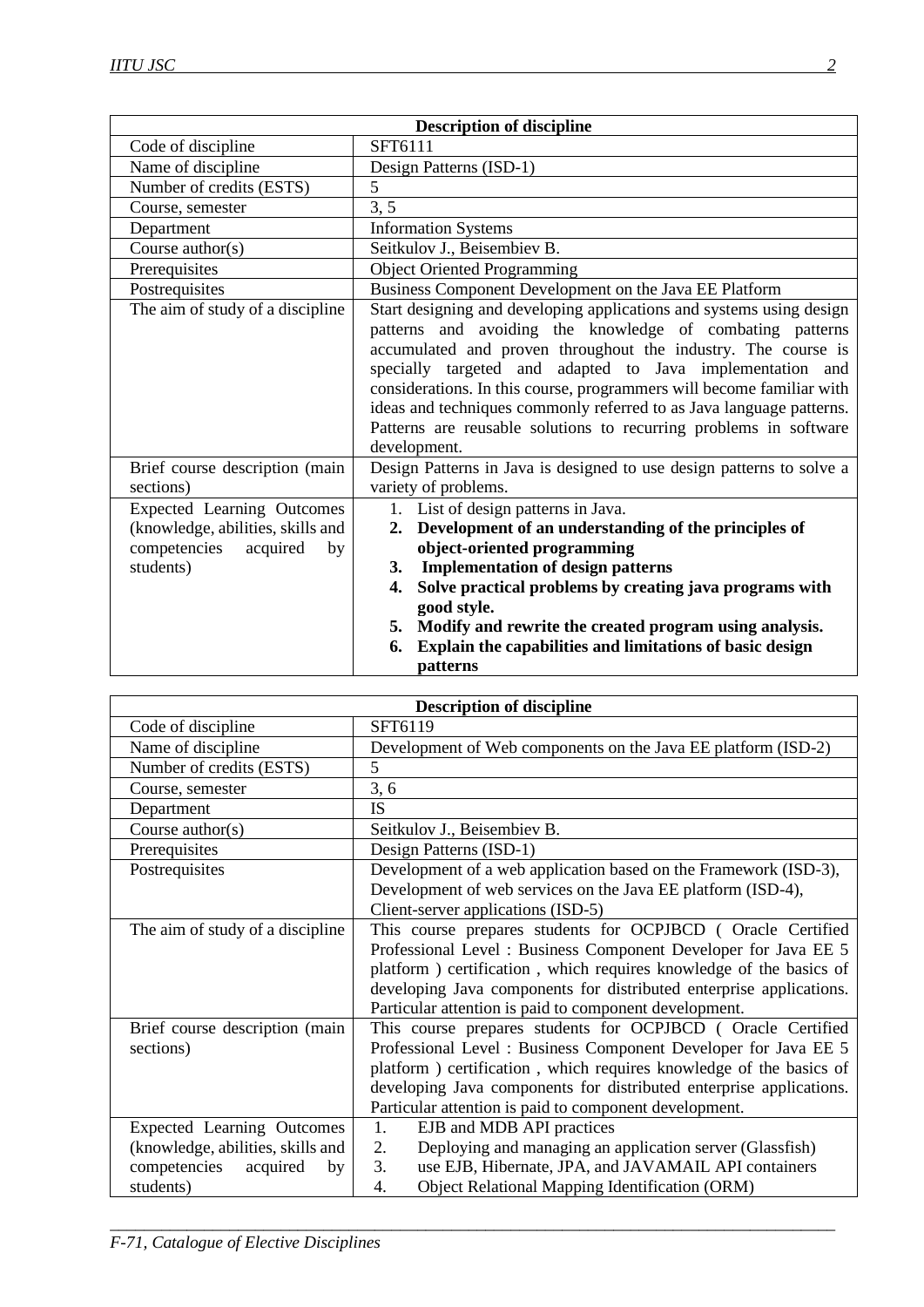| Description of discipline | |
|---|---|
| Code of discipline | SFT6111 |
| Name of discipline | Design Patterns (ISD-1) |
| Number of credits (ESTS) | 5 |
| Course, semester | 3, 5 |
| Department | Information Systems |
| Course author(s) | Seitkulov J., Beisembiev B. |
| Prerequisites | Object Oriented Programming |
| Postrequisites | Business Component Development on the Java EE Platform |
| The aim of study of a discipline | Start designing and developing applications and systems using design patterns and avoiding the knowledge of combating patterns accumulated and proven throughout the industry. The course is specially targeted and adapted to Java implementation and considerations. In this course, programmers will become familiar with ideas and techniques commonly referred to as Java language patterns. Patterns are reusable solutions to recurring problems in software development. |
| Brief course description (main sections) | Design Patterns in Java is designed to use design patterns to solve a variety of problems. |
| Expected Learning Outcomes (knowledge, abilities, skills and competencies acquired by students) | 1. List of design patterns in Java.<br>**2. Development of an understanding of the principles of object-oriented programming**<br>**3. Implementation of design patterns**<br>**4. Solve practical problems by creating java programs with good style.**<br>**5. Modify and rewrite the created program using analysis.**<br>**6. Explain the capabilities and limitations of basic design patterns** |

| Description of discipline | |
|---|---|
| Code of discipline | SFT6119 |
| Name of discipline | Development of Web components on the Java EE platform (ISD-2) |
| Number of credits (ESTS) | 5 |
| Course, semester | 3, 6 |
| Department | IS |
| Course author(s) | Seitkulov J., Beisembiev B. |
| Prerequisites | Design Patterns (ISD-1) |
| Postrequisites | Development of a web application based on the Framework (ISD-3), Development of web services on the Java EE platform (ISD-4), Client-server applications (ISD-5) |
| The aim of study of a discipline | This course prepares students for OCPJBCD ( Oracle Certified Professional Level : Business Component Developer for Java EE 5 platform ) certification , which requires knowledge of the basics of developing Java components for distributed enterprise applications. Particular attention is paid to component development. |
| Brief course description (main sections) | This course prepares students for OCPJBCD ( Oracle Certified Professional Level : Business Component Developer for Java EE 5 platform ) certification , which requires knowledge of the basics of developing Java components for distributed enterprise applications. Particular attention is paid to component development. |
| Expected Learning Outcomes (knowledge, abilities, skills and competencies acquired by students) | 1. EJB and MDB API practices<br>2. Deploying and managing an application server (Glassfish)<br>3. use EJB, Hibernate, JPA, and JAVAMAIL API containers<br>4. Object Relational Mapping Identification (ORM) |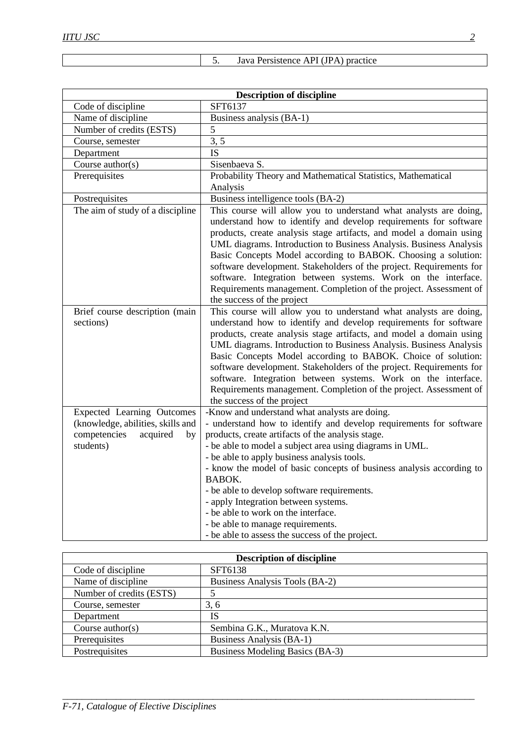| | 5. Java Persistence API (JPA) practice |
|---|---|

| Description of discipline | |
|---|---|
| Code of discipline | SFT6137 |
| Name of discipline | Business analysis (BA-1) |
| Number of credits (ESTS) | 5 |
| Course, semester | 3, 5 |
| Department | IS |
| Course author(s) | Sisenbaeva S. |
| Prerequisites | Probability Theory and Mathematical Statistics, Mathematical Analysis |
| Postrequisites | Business intelligence tools (BA-2) |
| The aim of study of a discipline | This course will allow you to understand what analysts are doing, understand how to identify and develop requirements for software products, create analysis stage artifacts, and model a domain using UML diagrams. Introduction to Business Analysis. Business Analysis Basic Concepts Model according to BABOK. Choosing a solution: software development. Stakeholders of the project. Requirements for software. Integration between systems. Work on the interface. Requirements management. Completion of the project. Assessment of the success of the project |
| Brief course description (main sections) | This course will allow you to understand what analysts are doing, understand how to identify and develop requirements for software products, create analysis stage artifacts, and model a domain using UML diagrams. Introduction to Business Analysis. Business Analysis Basic Concepts Model according to BABOK. Choice of solution: software development. Stakeholders of the project. Requirements for software. Integration between systems. Work on the interface. Requirements management. Completion of the project. Assessment of the success of the project |
| Expected Learning Outcomes (knowledge, abilities, skills and competencies acquired by students) | -Know and understand what analysts are doing.<br>- understand how to identify and develop requirements for software products, create artifacts of the analysis stage.<br>- be able to model a subject area using diagrams in UML.<br>- be able to apply business analysis tools.<br>- know the model of basic concepts of business analysis according to BABOK.<br>- be able to develop software requirements.<br>- apply Integration between systems.<br>- be able to work on the interface.<br>- be able to manage requirements.<br>- be able to assess the success of the project. |

| Description of discipline | |
|---|---|
| Code of discipline | SFT6138 |
| Name of discipline | Business Analysis Tools (BA-2) |
| Number of credits (ESTS) | 5 |
| Course, semester | 3, 6 |
| Department | IS |
| Course author(s) | Sembina G.K., Muratova K.N. |
| Prerequisites | Business Analysis (BA-1) |
| Postrequisites | Business Modeling Basics (BA-3) |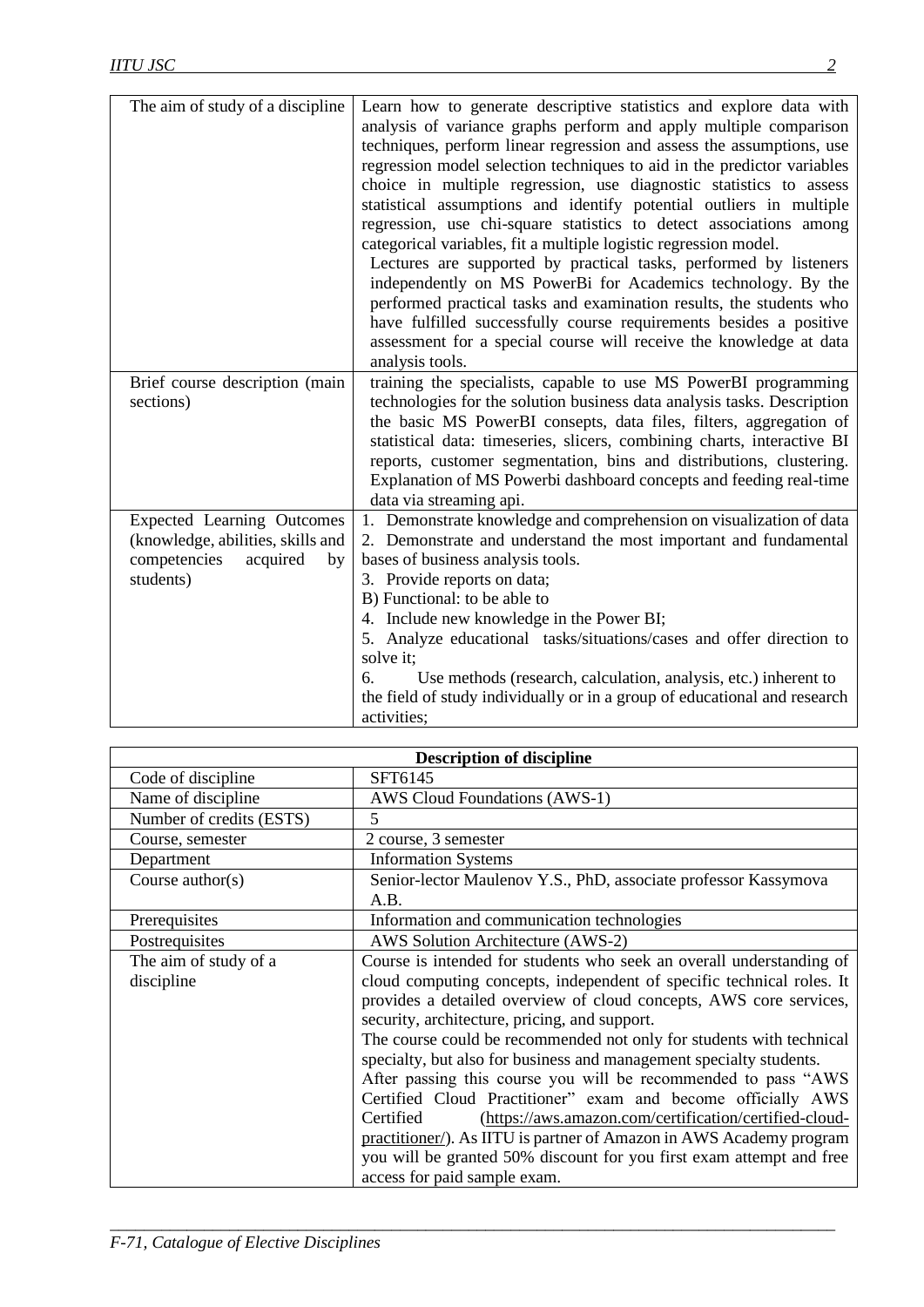| | |
|---|---|
| The aim of study of a discipline | Learn how to generate descriptive statistics and explore data with analysis of variance graphs perform and apply multiple comparison techniques, perform linear regression and assess the assumptions, use regression model selection techniques to aid in the predictor variables choice in multiple regression, use diagnostic statistics to assess statistical assumptions and identify potential outliers in multiple regression, use chi-square statistics to detect associations among categorical variables, fit a multiple logistic regression model. Lectures are supported by practical tasks, performed by listeners independently on MS PowerBi for Academics technology. By the performed practical tasks and examination results, the students who have fulfilled successfully course requirements besides a positive assessment for a special course will receive the knowledge at data analysis tools. |
| Brief course description (main sections) | training the specialists, capable to use MS PowerBI programming technologies for the solution business data analysis tasks. Description the basic MS PowerBI consepts, data files, filters, aggregation of statistical data: timeseries, slicers, combining charts, interactive BI reports, customer segmentation, bins and distributions, clustering. Explanation of MS Powerbi dashboard concepts and feeding real-time data via streaming api. |
| Expected Learning Outcomes (knowledge, abilities, skills and competencies acquired by students) | 1. Demonstrate knowledge and comprehension on visualization of data<br>2. Demonstrate and understand the most important and fundamental bases of business analysis tools.<br>3. Provide reports on data;<br>B) Functional: to be able to<br>4. Include new knowledge in the Power BI;<br>5. Analyze educational tasks/situations/cases and offer direction to solve it;<br>6. Use methods (research, calculation, analysis, etc.) inherent to the field of study individually or in a group of educational and research activities; |

| **Description of discipline** | |
|---|---|
| Code of discipline | SFT6145 |
| Name of discipline | AWS Cloud Foundations (AWS-1) |
| Number of credits (ESTS) | 5 |
| Course, semester | 2 course, 3 semester |
| Department | Information Systems |
| Course author(s) | Senior-lector Maulenov Y.S., PhD, associate professor Kassymova A.B. |
| Prerequisites | Information and communication technologies |
| Postrequisites | AWS Solution Architecture (AWS-2) |
| The aim of study of a discipline | Course is intended for students who seek an overall understanding of cloud computing concepts, independent of specific technical roles. It provides a detailed overview of cloud concepts, AWS core services, security, architecture, pricing, and support.<br>The course could be recommended not only for students with technical specialty, but also for business and management specialty students.<br>After passing this course you will be recommended to pass "AWS Certified Cloud Practitioner" exam and become officially AWS Certified (https://aws.amazon.com/certification/certified-cloud-practitioner/). As IITU is partner of Amazon in AWS Academy program you will be granted 50% discount for you first exam attempt and free access for paid sample exam. |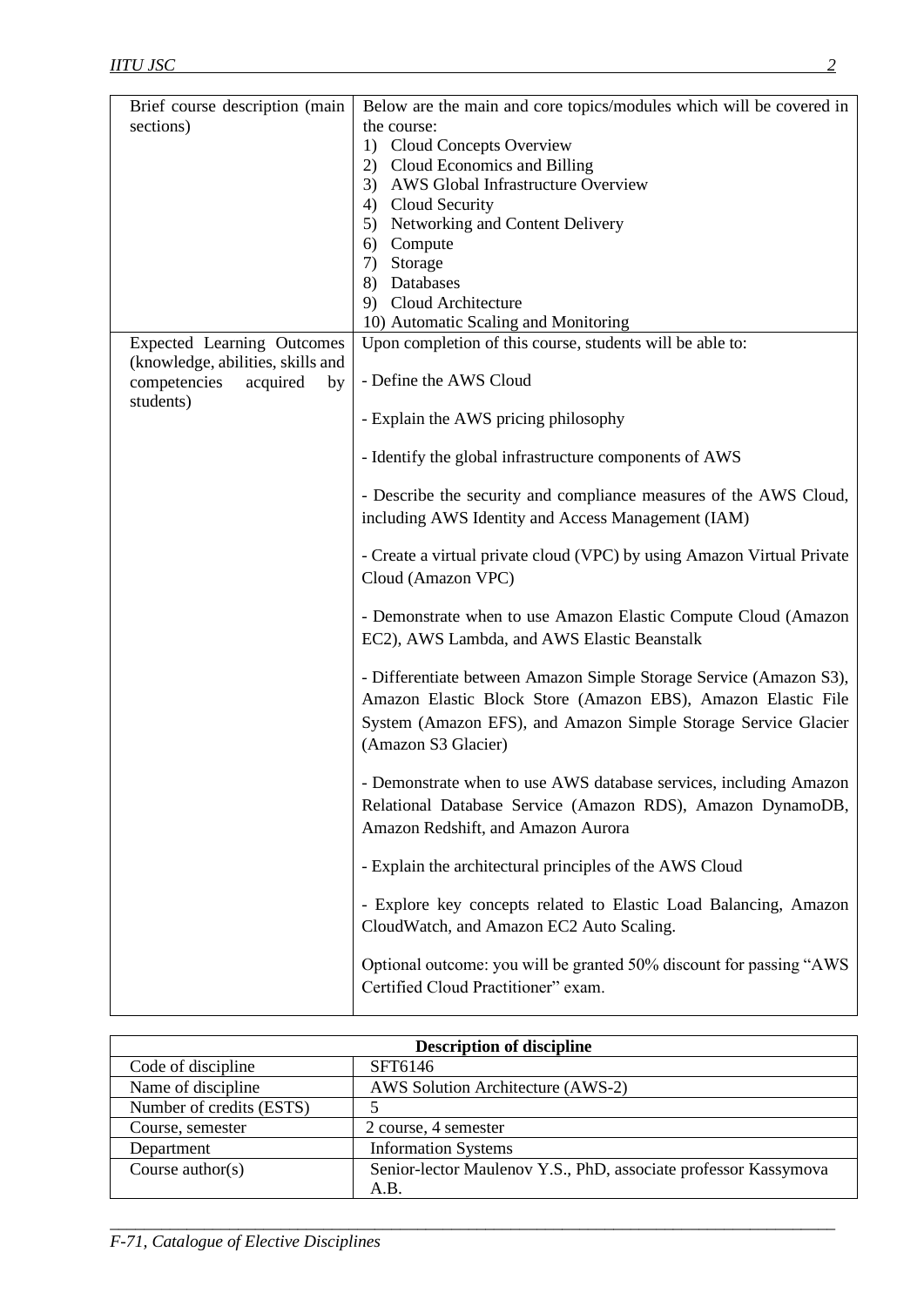| Brief course description (main sections) | Below are the main and core topics/modules which will be covered in the course:<br>1) Cloud Concepts Overview<br>2) Cloud Economics and Billing<br>3) AWS Global Infrastructure Overview<br>4) Cloud Security<br>5) Networking and Content Delivery<br>6) Compute<br>7) Storage<br>8) Databases<br>9) Cloud Architecture<br>10) Automatic Scaling and Monitoring |
|---|---|
| Expected Learning Outcomes (knowledge, abilities, skills and competencies acquired by students) | Upon completion of this course, students will be able to:<br>- Define the AWS Cloud<br>- Explain the AWS pricing philosophy<br>- Identify the global infrastructure components of AWS<br>- Describe the security and compliance measures of the AWS Cloud, including AWS Identity and Access Management (IAM)<br>- Create a virtual private cloud (VPC) by using Amazon Virtual Private Cloud (Amazon VPC)<br>- Demonstrate when to use Amazon Elastic Compute Cloud (Amazon EC2), AWS Lambda, and AWS Elastic Beanstalk<br>- Differentiate between Amazon Simple Storage Service (Amazon S3), Amazon Elastic Block Store (Amazon EBS), Amazon Elastic File System (Amazon EFS), and Amazon Simple Storage Service Glacier (Amazon S3 Glacier)<br>- Demonstrate when to use AWS database services, including Amazon Relational Database Service (Amazon RDS), Amazon DynamoDB, Amazon Redshift, and Amazon Aurora<br>- Explain the architectural principles of the AWS Cloud<br>- Explore key concepts related to Elastic Load Balancing, Amazon CloudWatch, and Amazon EC2 Auto Scaling.<br>Optional outcome: you will be granted 50% discount for passing "AWS Certified Cloud Practitioner" exam. |

| Description of discipline | |
|---|---|
| Code of discipline | SFT6146 |
| Name of discipline | AWS Solution Architecture (AWS-2) |
| Number of credits (ESTS) | 5 |
| Course, semester | 2 course, 4 semester |
| Department | Information Systems |
| Course author(s) | Senior-lector Maulenov Y.S., PhD, associate professor Kassymova A.B. |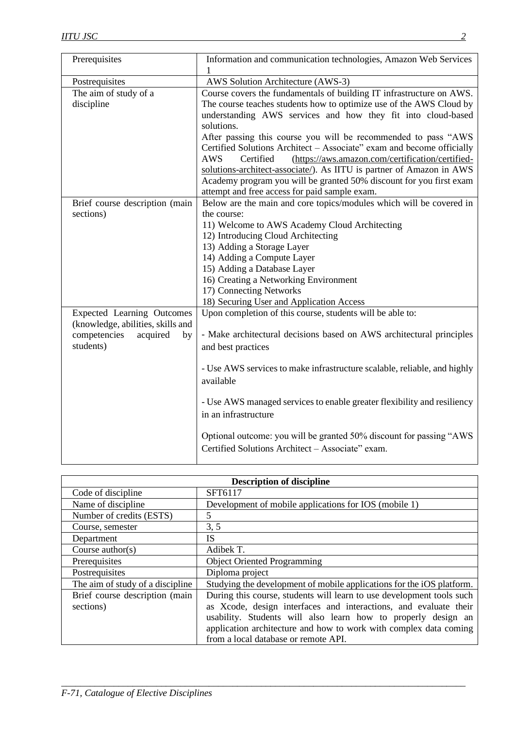| | |
|---|---|
| Prerequisites | Information and communication technologies, Amazon Web Services 1 |
| Postrequisites | AWS Solution Architecture (AWS-3) |
| The aim of study of a discipline | Course covers the fundamentals of building IT infrastructure on AWS. The course teaches students how to optimize use of the AWS Cloud by understanding AWS services and how they fit into cloud-based solutions.<br>After passing this course you will be recommended to pass "AWS Certified Solutions Architect – Associate" exam and become officially AWS Certified (https://aws.amazon.com/certification/certified-solutions-architect-associate/). As IITU is partner of Amazon in AWS Academy program you will be granted 50% discount for you first exam attempt and free access for paid sample exam. |
| Brief course description (main sections) | Below are the main and core topics/modules which will be covered in the course:<br>11) Welcome to AWS Academy Cloud Architecting<br>12) Introducing Cloud Architecting<br>13) Adding a Storage Layer<br>14) Adding a Compute Layer<br>15) Adding a Database Layer<br>16) Creating a Networking Environment<br>17) Connecting Networks<br>18) Securing User and Application Access |
| Expected Learning Outcomes (knowledge, abilities, skills and competencies acquired by students) | Upon completion of this course, students will be able to:<br><br>- Make architectural decisions based on AWS architectural principles and best practices<br><br>- Use AWS services to make infrastructure scalable, reliable, and highly available<br><br>- Use AWS managed services to enable greater flexibility and resiliency in an infrastructure<br><br>Optional outcome: you will be granted 50% discount for passing "AWS Certified Solutions Architect – Associate" exam. |

| **Description of discipline** | |
|---|---|
| Code of discipline | SFT6117 |
| Name of discipline | Development of mobile applications for IOS (mobile 1) |
| Number of credits (ESTS) | 5 |
| Course, semester | 3, 5 |
| Department | IS |
| Course author(s) | Adibek T. |
| Prerequisites | Object Oriented Programming |
| Postrequisites | Diploma project |
| The aim of study of a discipline | Studying the development of mobile applications for the iOS platform. |
| Brief course description (main sections) | During this course, students will learn to use development tools such as Xcode, design interfaces and interactions, and evaluate their usability. Students will also learn how to properly design an application architecture and how to work with complex data coming from a local database or remote API. |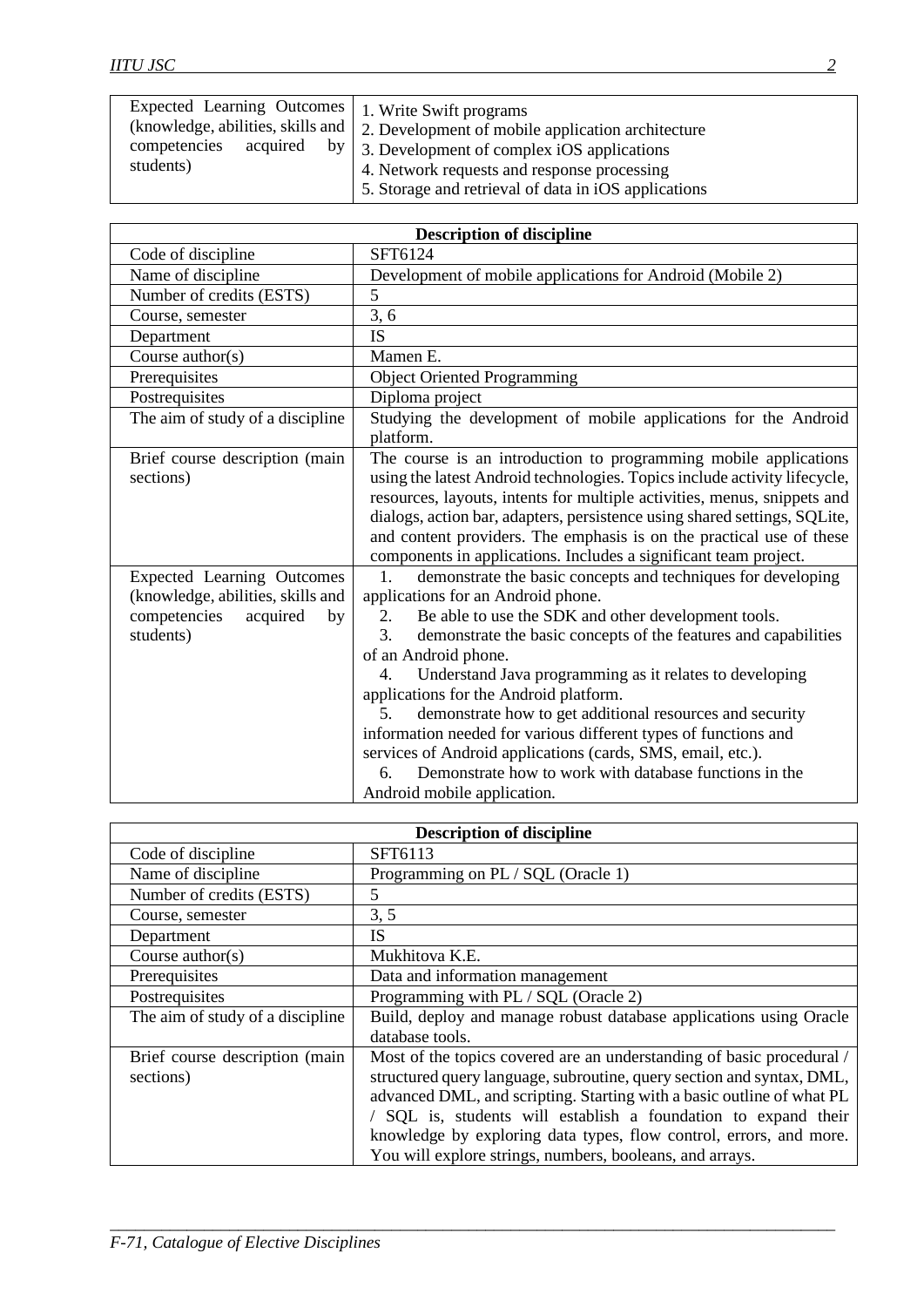| Expected Learning Outcomes (knowledge, abilities, skills and competencies acquired by students) | 1. Write Swift programs<br>2. Development of mobile application architecture<br>3. Development of complex iOS applications<br>4. Network requests and response processing<br>5. Storage and retrieval of data in iOS applications |
|---|---|

| Description of discipline | |
|---|---|
| Code of discipline | SFT6124 |
| Name of discipline | Development of mobile applications for Android (Mobile 2) |
| Number of credits (ESTS) | 5 |
| Course, semester | 3, 6 |
| Department | IS |
| Course author(s) | Mamen E. |
| Prerequisites | Object Oriented Programming |
| Postrequisites | Diploma project |
| The aim of study of a discipline | Studying the development of mobile applications for the Android platform. |
| Brief course description (main sections) | The course is an introduction to programming mobile applications using the latest Android technologies. Topics include activity lifecycle, resources, layouts, intents for multiple activities, menus, snippets and dialogs, action bar, adapters, persistence using shared settings, SQLite, and content providers. The emphasis is on the practical use of these components in applications. Includes a significant team project. |
| Expected Learning Outcomes (knowledge, abilities, skills and competencies acquired by students) | 1. demonstrate the basic concepts and techniques for developing applications for an Android phone.<br>2. Be able to use the SDK and other development tools.<br>3. demonstrate the basic concepts of the features and capabilities of an Android phone.<br>4. Understand Java programming as it relates to developing applications for the Android platform.<br>5. demonstrate how to get additional resources and security information needed for various different types of functions and services of Android applications (cards, SMS, email, etc.).<br>6. Demonstrate how to work with database functions in the Android mobile application. |

| Description of discipline | |
|---|---|
| Code of discipline | SFT6113 |
| Name of discipline | Programming on PL / SQL (Oracle 1) |
| Number of credits (ESTS) | 5 |
| Course, semester | 3, 5 |
| Department | IS |
| Course author(s) | Mukhitova K.E. |
| Prerequisites | Data and information management |
| Postrequisites | Programming with PL / SQL (Oracle 2) |
| The aim of study of a discipline | Build, deploy and manage robust database applications using Oracle database tools. |
| Brief course description (main sections) | Most of the topics covered are an understanding of basic procedural / structured query language, subroutine, query section and syntax, DML, advanced DML, and scripting. Starting with a basic outline of what PL / SQL is, students will establish a foundation to expand their knowledge by exploring data types, flow control, errors, and more. You will explore strings, numbers, booleans, and arrays. |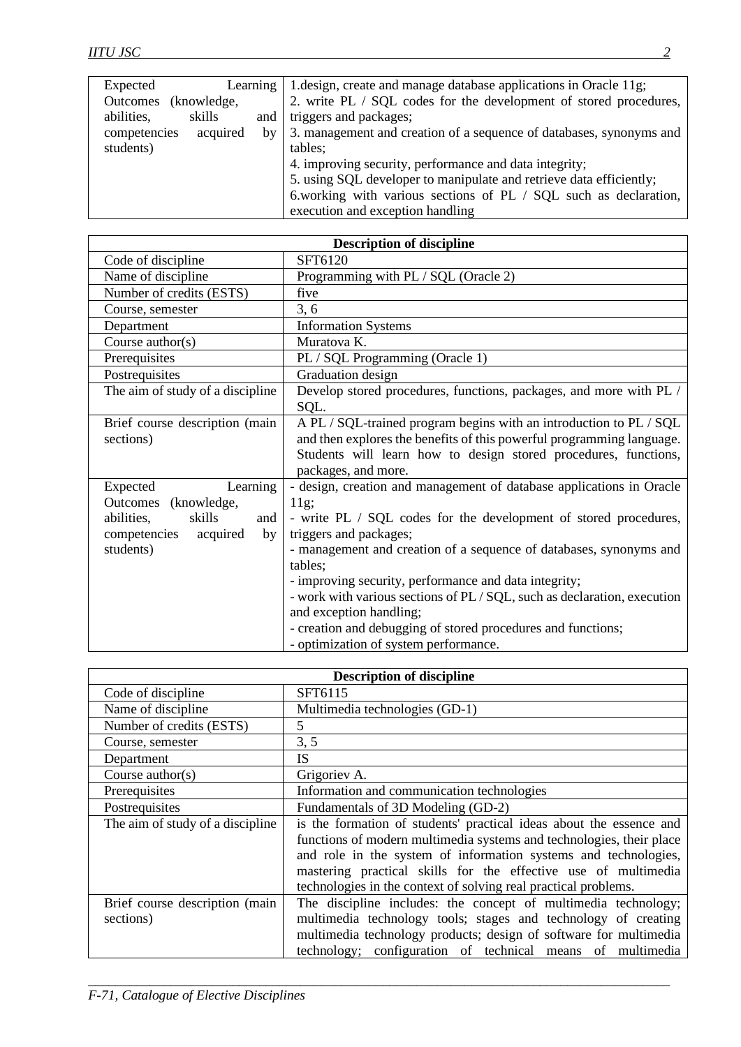| | |
|---|---|
| Expected Learning Outcomes (knowledge, abilities, skills and competencies acquired by students) | 1.design, create and manage database applications in Oracle 11g;<br>2. write PL / SQL codes for the development of stored procedures, triggers and packages;<br>3. management and creation of a sequence of databases, synonyms and tables;<br>4. improving security, performance and data integrity;<br>5. using SQL developer to manipulate and retrieve data efficiently;<br>6.working with various sections of PL / SQL such as declaration, execution and exception handling |

| **Description of discipline** | |
|---|---|
| Code of discipline | SFT6120 |
| Name of discipline | Programming with PL / SQL (Oracle 2) |
| Number of credits (ESTS) | five |
| Course, semester | 3, 6 |
| Department | Information Systems |
| Course author(s) | Muratova K. |
| Prerequisites | PL / SQL Programming (Oracle 1) |
| Postrequisites | Graduation design |
| The aim of study of a discipline | Develop stored procedures, functions, packages, and more with PL / SQL. |
| Brief course description (main sections) | A PL / SQL-trained program begins with an introduction to PL / SQL and then explores the benefits of this powerful programming language. Students will learn how to design stored procedures, functions, packages, and more. |
| Expected Learning Outcomes (knowledge, abilities, skills and competencies acquired by students) | - design, creation and management of database applications in Oracle 11g;<br>- write PL / SQL codes for the development of stored procedures, triggers and packages;<br>- management and creation of a sequence of databases, synonyms and tables;<br>- improving security, performance and data integrity;<br>- work with various sections of PL / SQL, such as declaration, execution and exception handling;<br>- creation and debugging of stored procedures and functions;<br>- optimization of system performance. |

| **Description of discipline** | |
|---|---|
| Code of discipline | SFT6115 |
| Name of discipline | Multimedia technologies (GD-1) |
| Number of credits (ESTS) | 5 |
| Course, semester | 3, 5 |
| Department | IS |
| Course author(s) | Grigoriev A. |
| Prerequisites | Information and communication technologies |
| Postrequisites | Fundamentals of 3D Modeling (GD-2) |
| The aim of study of a discipline | is the formation of students' practical ideas about the essence and functions of modern multimedia systems and technologies, their place and role in the system of information systems and technologies, mastering practical skills for the effective use of multimedia technologies in the context of solving real practical problems. |
| Brief course description (main sections) | The discipline includes: the concept of multimedia technology; multimedia technology tools; stages and technology of creating multimedia technology products; design of software for multimedia technology; configuration of technical means of multimedia |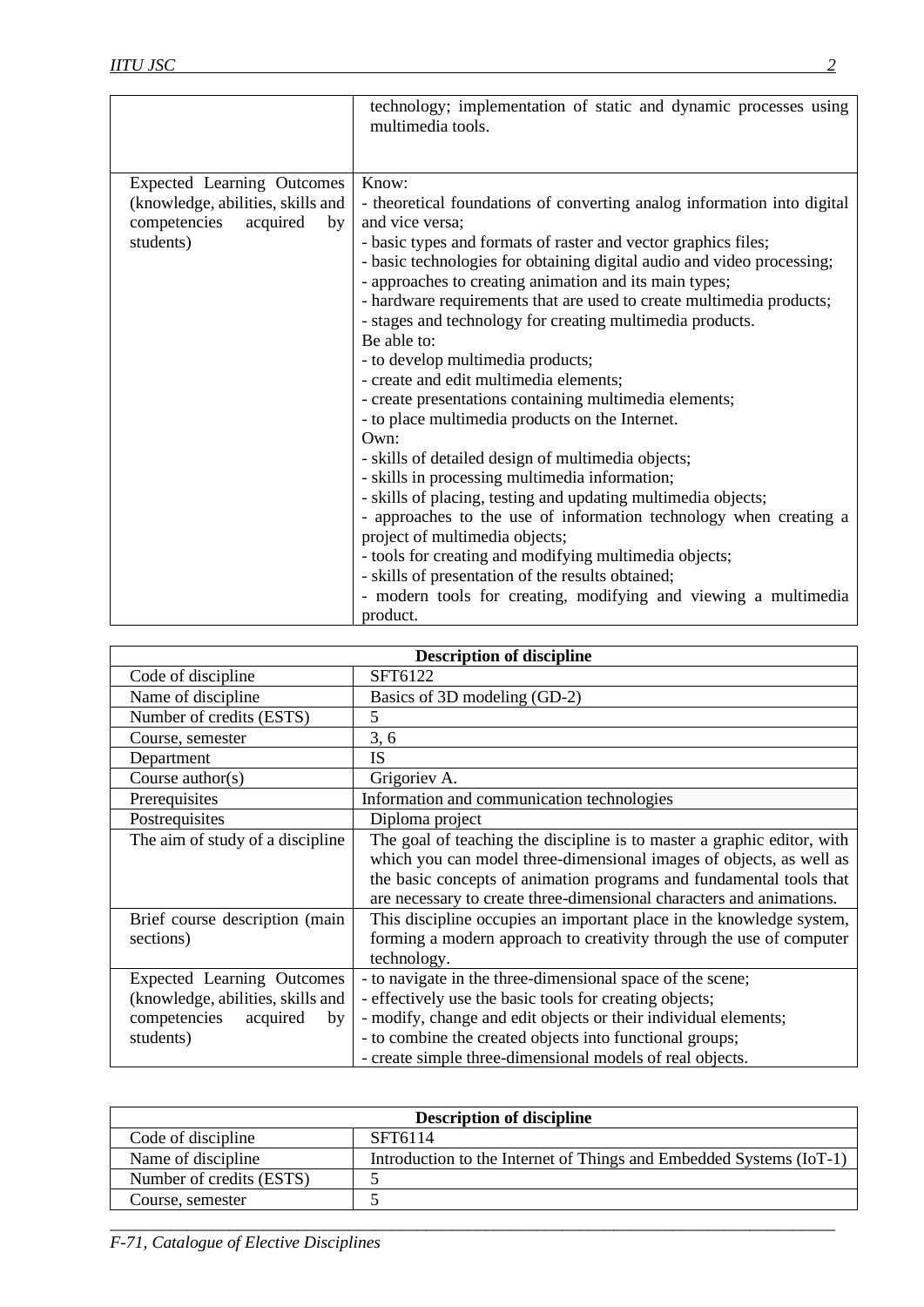|  | technology; implementation of static and dynamic processes using multimedia tools. |
|---|---|
| Expected Learning Outcomes (knowledge, abilities, skills and competencies acquired by students) | Know:<br>- theoretical foundations of converting analog information into digital and vice versa;<br>- basic types and formats of raster and vector graphics files;<br>- basic technologies for obtaining digital audio and video processing;<br>- approaches to creating animation and its main types;<br>- hardware requirements that are used to create multimedia products;<br>- stages and technology for creating multimedia products.<br>Be able to:<br>- to develop multimedia products;<br>- create and edit multimedia elements;<br>- create presentations containing multimedia elements;<br>- to place multimedia products on the Internet.<br>Own:<br>- skills of detailed design of multimedia objects;<br>- skills in processing multimedia information;<br>- skills of placing, testing and updating multimedia objects;<br>- approaches to the use of information technology when creating a project of multimedia objects;<br>- tools for creating and modifying multimedia objects;<br>- skills of presentation of the results obtained;<br>- modern tools for creating, modifying and viewing a multimedia product. |

| Description of discipline | |
|---|---|
| Code of discipline | SFT6122 |
| Name of discipline | Basics of 3D modeling (GD-2) |
| Number of credits (ESTS) | 5 |
| Course, semester | 3, 6 |
| Department | IS |
| Course author(s) | Grigoriev A. |
| Prerequisites | Information and communication technologies |
| Postrequisites | Diploma project |
| The aim of study of a discipline | The goal of teaching the discipline is to master a graphic editor, with which you can model three-dimensional images of objects, as well as the basic concepts of animation programs and fundamental tools that are necessary to create three-dimensional characters and animations. |
| Brief course description (main sections) | This discipline occupies an important place in the knowledge system, forming a modern approach to creativity through the use of computer technology. |
| Expected Learning Outcomes (knowledge, abilities, skills and competencies acquired by students) | - to navigate in the three-dimensional space of the scene;<br>- effectively use the basic tools for creating objects;<br>- modify, change and edit objects or their individual elements;<br>- to combine the created objects into functional groups;<br>- create simple three-dimensional models of real objects. |

| Description of discipline | |
|---|---|
| Code of discipline | SFT6114 |
| Name of discipline | Introduction to the Internet of Things and Embedded Systems (IoT-1) |
| Number of credits (ESTS) | 5 |
| Course, semester | 5 |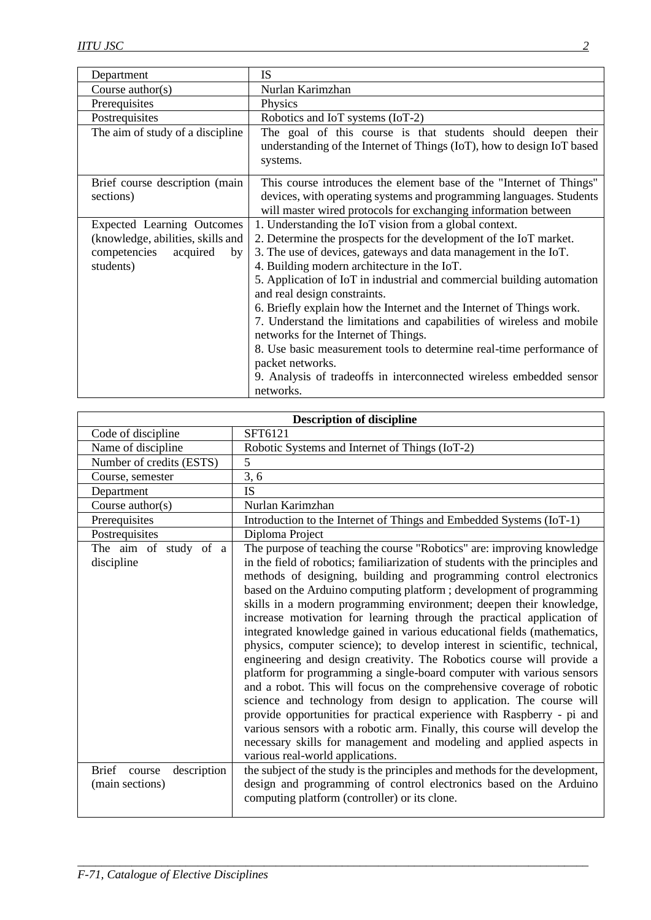| | |
|---|---|
| Department | IS |
| Course author(s) | Nurlan Karimzhan |
| Prerequisites | Physics |
| Postrequisites | Robotics and IoT systems (IoT-2) |
| The aim of study of a discipline | The goal of this course is that students should deepen their understanding of the Internet of Things (IoT), how to design IoT based systems. |
| Brief course description (main sections) | This course introduces the element base of the "Internet of Things" devices, with operating systems and programming languages. Students will master wired protocols for exchanging information between |
| Expected Learning Outcomes (knowledge, abilities, skills and competencies acquired by students) | 1. Understanding the IoT vision from a global context.<br>2. Determine the prospects for the development of the IoT market.<br>3. The use of devices, gateways and data management in the IoT.<br>4. Building modern architecture in the IoT.<br>5. Application of IoT in industrial and commercial building automation and real design constraints.<br>6. Briefly explain how the Internet and the Internet of Things work.<br>7. Understand the limitations and capabilities of wireless and mobile networks for the Internet of Things.<br>8. Use basic measurement tools to determine real-time performance of packet networks.<br>9. Analysis of tradeoffs in interconnected wireless embedded sensor networks. |

| **Description of discipline** | |
|---|---|
| Code of discipline | SFT6121 |
| Name of discipline | Robotic Systems and Internet of Things (IoT-2) |
| Number of credits (ESTS) | 5 |
| Course, semester | 3, 6 |
| Department | IS |
| Course author(s) | Nurlan Karimzhan |
| Prerequisites | Introduction to the Internet of Things and Embedded Systems (IoT-1) |
| Postrequisites | Diploma Project |
| The aim of study of a discipline | The purpose of teaching the course "Robotics" are: improving knowledge in the field of robotics; familiarization of students with the principles and methods of designing, building and programming control electronics based on the Arduino computing platform ; development of programming skills in a modern programming environment; deepen their knowledge, increase motivation for learning through the practical application of integrated knowledge gained in various educational fields (mathematics, physics, computer science); to develop interest in scientific, technical, engineering and design creativity. The Robotics course will provide a platform for programming a single-board computer with various sensors and a robot. This will focus on the comprehensive coverage of robotic science and technology from design to application. The course will provide opportunities for practical experience with Raspberry - pi and various sensors with a robotic arm. Finally, this course will develop the necessary skills for management and modeling and applied aspects in various real-world applications. |
| Brief course description (main sections) | the subject of the study is the principles and methods for the development, design and programming of control electronics based on the Arduino computing platform (controller) or its clone. |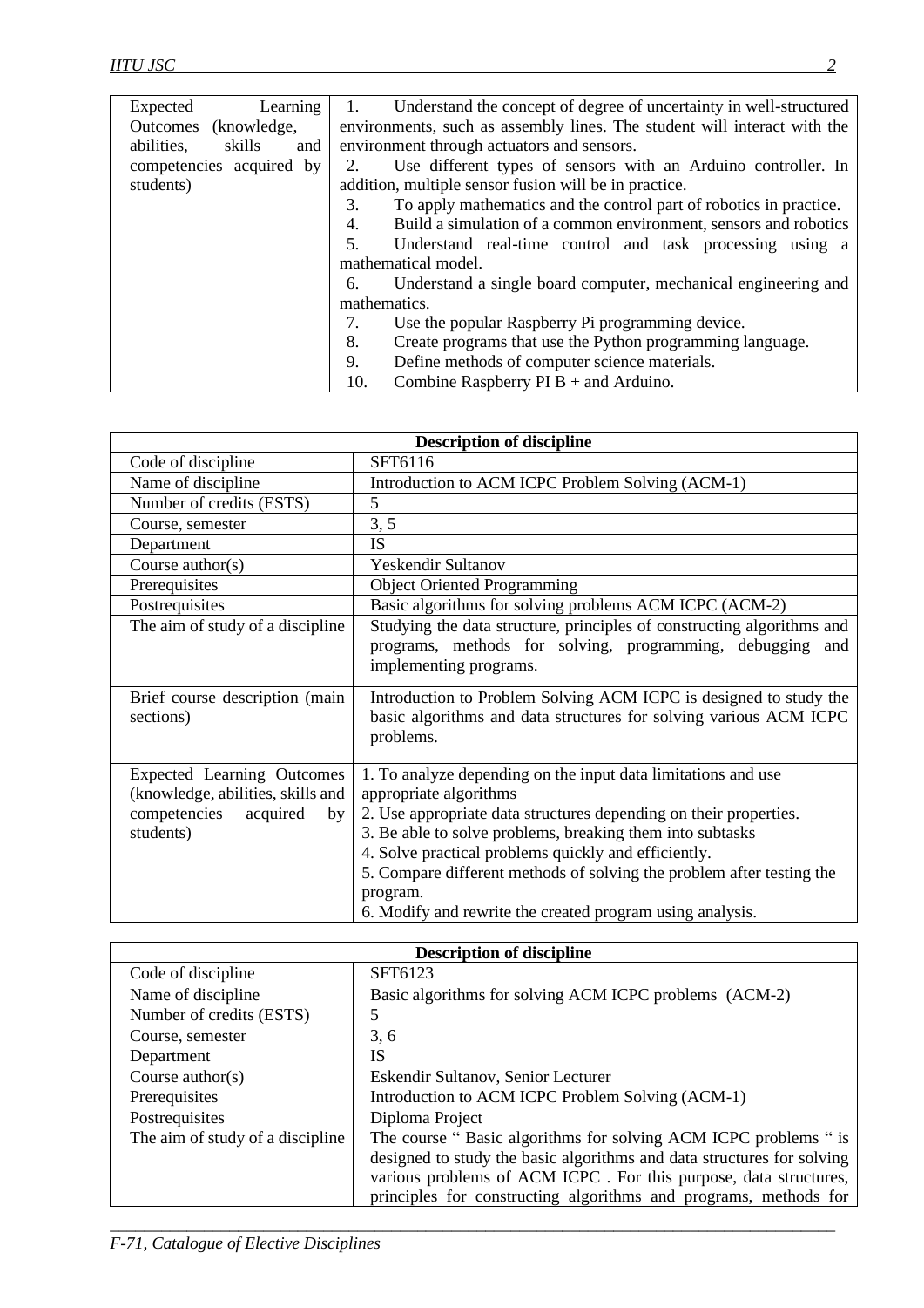| Expected Learning Outcomes (knowledge, abilities, skills and competencies acquired by students) | 1. Understand the concept of degree of uncertainty in well-structured environments, such as assembly lines. The student will interact with the environment through actuators and sensors.<br>2. Use different types of sensors with an Arduino controller. In addition, multiple sensor fusion will be in practice.<br>3. To apply mathematics and the control part of robotics in practice.<br>4. Build a simulation of a common environment, sensors and robotics<br>5. Understand real-time control and task processing using a mathematical model.<br>6. Understand a single board computer, mechanical engineering and mathematics.<br>7. Use the popular Raspberry Pi programming device.<br>8. Create programs that use the Python programming language.<br>9. Define methods of computer science materials.<br>10. Combine Raspberry PI B + and Arduino. |
|---|---|

| **Description of discipline** | |
|---|---|
| Code of discipline | SFT6116 |
| Name of discipline | Introduction to ACM ICPC Problem Solving (ACM-1) |
| Number of credits (ESTS) | 5 |
| Course, semester | 3, 5 |
| Department | IS |
| Course author(s) | Yeskendir Sultanov |
| Prerequisites | Object Oriented Programming |
| Postrequisites | Basic algorithms for solving problems ACM ICPC (ACM-2) |
| The aim of study of a discipline | Studying the data structure, principles of constructing algorithms and programs, methods for solving, programming, debugging and implementing programs. |
| Brief course description (main sections) | Introduction to Problem Solving ACM ICPC is designed to study the basic algorithms and data structures for solving various ACM ICPC problems. |
| Expected Learning Outcomes (knowledge, abilities, skills and competencies acquired by students) | 1. To analyze depending on the input data limitations and use appropriate algorithms<br>2. Use appropriate data structures depending on their properties.<br>3. Be able to solve problems, breaking them into subtasks<br>4. Solve practical problems quickly and efficiently.<br>5. Compare different methods of solving the problem after testing the program.<br>6. Modify and rewrite the created program using analysis. |

| **Description of discipline** | |
|---|---|
| Code of discipline | SFT6123 |
| Name of discipline | Basic algorithms for solving ACM ICPC problems (ACM-2) |
| Number of credits (ESTS) | 5 |
| Course, semester | 3, 6 |
| Department | IS |
| Course author(s) | Eskendir Sultanov, Senior Lecturer |
| Prerequisites | Introduction to ACM ICPC Problem Solving (ACM-1) |
| Postrequisites | Diploma Project |
| The aim of study of a discipline | The course " Basic algorithms for solving ACM ICPC problems " is designed to study the basic algorithms and data structures for solving various problems of ACM ICPC . For this purpose, data structures, principles for constructing algorithms and programs, methods for |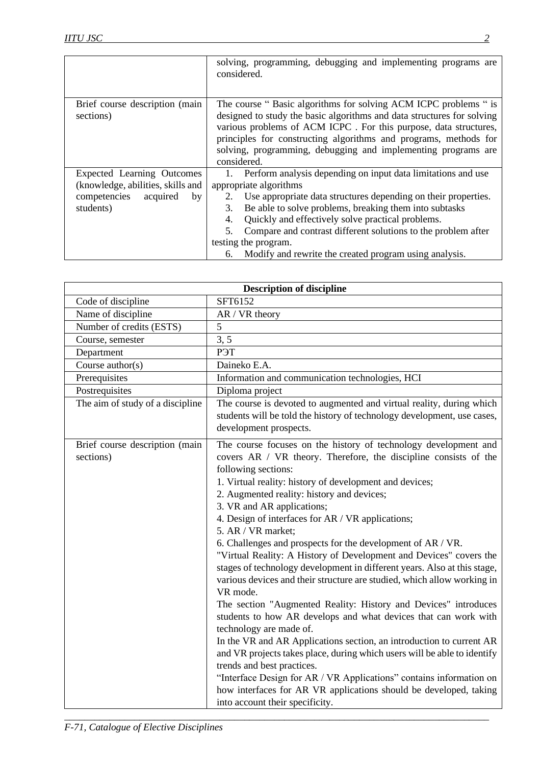| | |
|---|---|
| | solving, programming, debugging and implementing programs are considered. |
| Brief course description (main sections) | The course " Basic algorithms for solving ACM ICPC problems " is designed to study the basic algorithms and data structures for solving various problems of ACM ICPC . For this purpose, data structures, principles for constructing algorithms and programs, methods for solving, programming, debugging and implementing programs are considered. |
| Expected Learning Outcomes (knowledge, abilities, skills and competencies acquired by students) | 1. Perform analysis depending on input data limitations and use appropriate algorithms<br>2. Use appropriate data structures depending on their properties.<br>3. Be able to solve problems, breaking them into subtasks<br>4. Quickly and effectively solve practical problems.<br>5. Compare and contrast different solutions to the problem after testing the program.<br>6. Modify and rewrite the created program using analysis. |

| **Description of discipline** | |
|---|---|
| Code of discipline | SFT6152 |
| Name of discipline | AR / VR theory |
| Number of credits (ESTS) | 5 |
| Course, semester | 3, 5 |
| Department | РЭТ |
| Course author(s) | Daineko E.A. |
| Prerequisites | Information and communication technologies, HCI |
| Postrequisites | Diploma project |
| The aim of study of a discipline | The course is devoted to augmented and virtual reality, during which students will be told the history of technology development, use cases, development prospects. |
| Brief course description (main sections) | The course focuses on the history of technology development and covers AR / VR theory. Therefore, the discipline consists of the following sections:<br>1. Virtual reality: history of development and devices;<br>2. Augmented reality: history and devices;<br>3. VR and AR applications;<br>4. Design of interfaces for AR / VR applications;<br>5. AR / VR market;<br>6. Challenges and prospects for the development of AR / VR.<br>"Virtual Reality: A History of Development and Devices" covers the stages of technology development in different years. Also at this stage, various devices and their structure are studied, which allow working in VR mode.<br>The section "Augmented Reality: History and Devices" introduces students to how AR develops and what devices that can work with technology are made of.<br>In the VR and AR Applications section, an introduction to current AR and VR projects takes place, during which users will be able to identify trends and best practices.<br>"Interface Design for AR / VR Applications" contains information on how interfaces for AR VR applications should be developed, taking into account their specificity. |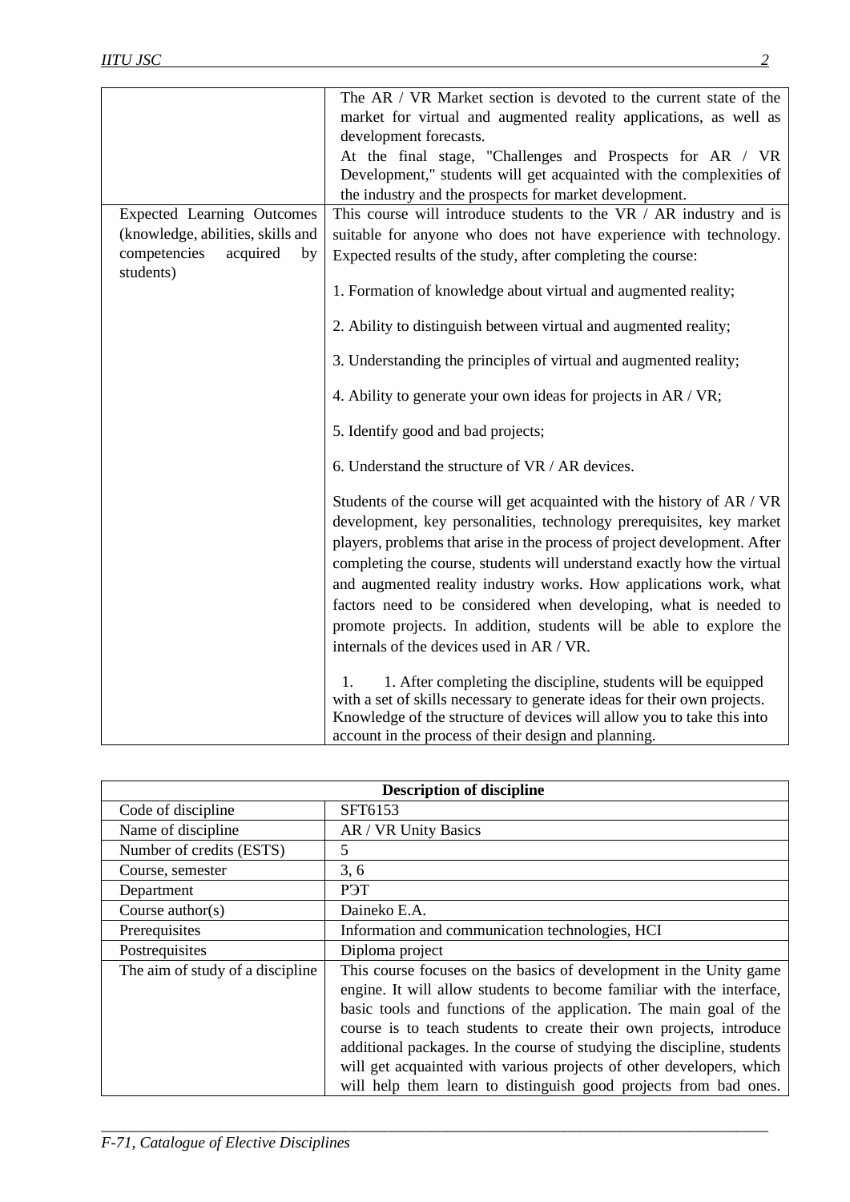| | |
|---|---|
| | The AR / VR Market section is devoted to the current state of the market for virtual and augmented reality applications, as well as development forecasts.<br>At the final stage, "Challenges and Prospects for AR / VR Development," students will get acquainted with the complexities of the industry and the prospects for market development. |
| Expected Learning Outcomes (knowledge, abilities, skills and competencies acquired by students) | This course will introduce students to the VR / AR industry and is suitable for anyone who does not have experience with technology. Expected results of the study, after completing the course:<br><br>1. Formation of knowledge about virtual and augmented reality;<br><br>2. Ability to distinguish between virtual and augmented reality;<br><br>3. Understanding the principles of virtual and augmented reality;<br><br>4. Ability to generate your own ideas for projects in AR / VR;<br><br>5. Identify good and bad projects;<br><br>6. Understand the structure of VR / AR devices.<br><br>Students of the course will get acquainted with the history of AR / VR development, key personalities, technology prerequisites, key market players, problems that arise in the process of project development. After completing the course, students will understand exactly how the virtual and augmented reality industry works. How applications work, what factors need to be considered when developing, what is needed to promote projects. In addition, students will be able to explore the internals of the devices used in AR / VR.<br><br>1. 1. After completing the discipline, students will be equipped with a set of skills necessary to generate ideas for their own projects. Knowledge of the structure of devices will allow you to take this into account in the process of their design and planning. |

| **Description of discipline** | |
|---|---|
| Code of discipline | SFT6153 |
| Name of discipline | AR / VR Unity Basics |
| Number of credits (ESTS) | 5 |
| Course, semester | 3, 6 |
| Department | РЭТ |
| Course author(s) | Daineko E.A. |
| Prerequisites | Information and communication technologies, HCI |
| Postrequisites | Diploma project |
| The aim of study of a discipline | This course focuses on the basics of development in the Unity game engine. It will allow students to become familiar with the interface, basic tools and functions of the application. The main goal of the course is to teach students to create their own projects, introduce additional packages. In the course of studying the discipline, students will get acquainted with various projects of other developers, which will help them learn to distinguish good projects from bad ones. |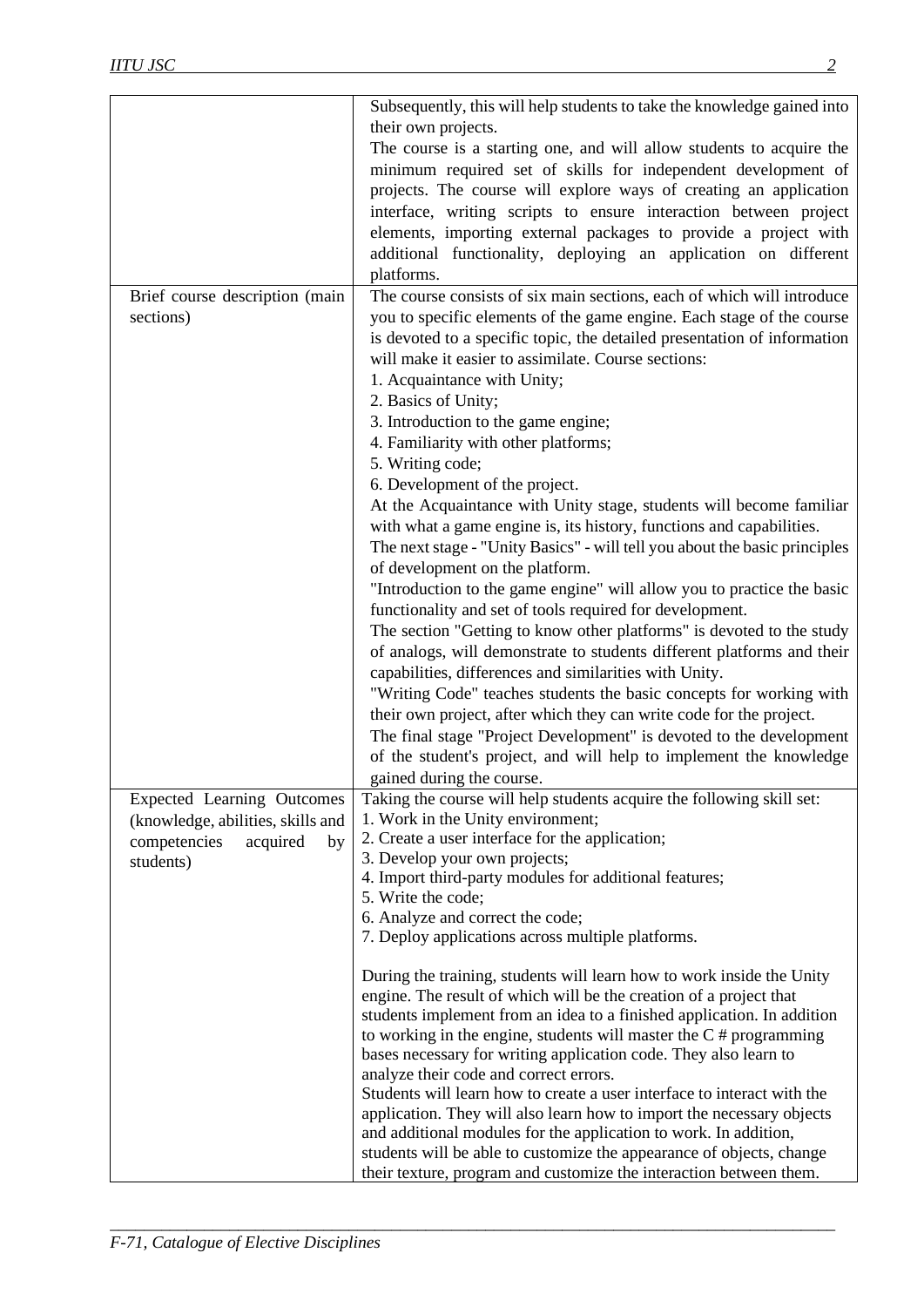| | |
|---|---|
| | Subsequently, this will help students to take the knowledge gained into their own projects.<br>The course is a starting one, and will allow students to acquire the minimum required set of skills for independent development of projects. The course will explore ways of creating an application interface, writing scripts to ensure interaction between project elements, importing external packages to provide a project with additional functionality, deploying an application on different platforms. |
| Brief course description (main sections) | The course consists of six main sections, each of which will introduce you to specific elements of the game engine. Each stage of the course is devoted to a specific topic, the detailed presentation of information will make it easier to assimilate. Course sections:<br>1. Acquaintance with Unity;<br>2. Basics of Unity;<br>3. Introduction to the game engine;<br>4. Familiarity with other platforms;<br>5. Writing code;<br>6. Development of the project.<br>At the Acquaintance with Unity stage, students will become familiar with what a game engine is, its history, functions and capabilities.<br>The next stage - "Unity Basics" - will tell you about the basic principles of development on the platform.<br>"Introduction to the game engine" will allow you to practice the basic functionality and set of tools required for development.<br>The section "Getting to know other platforms" is devoted to the study of analogs, will demonstrate to students different platforms and their capabilities, differences and similarities with Unity.<br>"Writing Code" teaches students the basic concepts for working with their own project, after which they can write code for the project.<br>The final stage "Project Development" is devoted to the development of the student's project, and will help to implement the knowledge gained during the course. |
| Expected Learning Outcomes (knowledge, abilities, skills and competencies acquired by students) | Taking the course will help students acquire the following skill set:<br>1. Work in the Unity environment;<br>2. Create a user interface for the application;<br>3. Develop your own projects;<br>4. Import third-party modules for additional features;<br>5. Write the code;<br>6. Analyze and correct the code;<br>7. Deploy applications across multiple platforms.<br><br>During the training, students will learn how to work inside the Unity engine. The result of which will be the creation of a project that students implement from an idea to a finished application. In addition to working in the engine, students will master the C # programming bases necessary for writing application code. They also learn to analyze their code and correct errors.<br>Students will learn how to create a user interface to interact with the application. They will also learn how to import the necessary objects and additional modules for the application to work. In addition, students will be able to customize the appearance of objects, change their texture, program and customize the interaction between them. |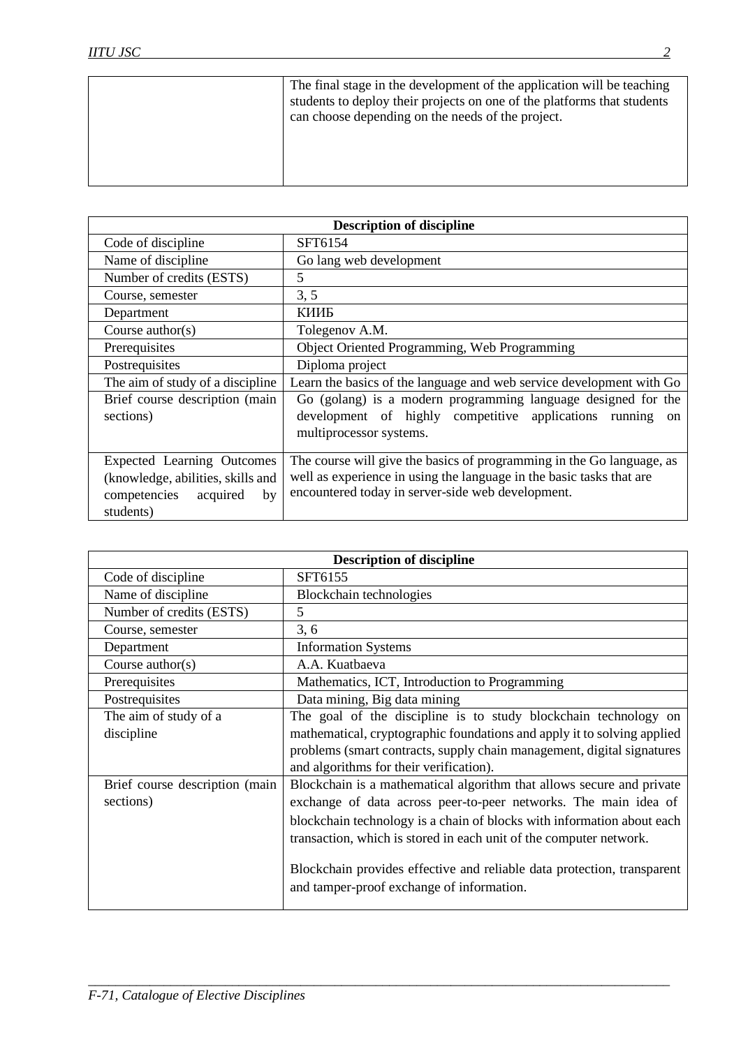| | The final stage in the development of the application will be teaching students to deploy their projects on one of the platforms that students can choose depending on the needs of the project. |
|---|---|

| **Description of discipline** | |
|---|---|
| Code of discipline | SFT6154 |
| Name of discipline | Go lang web development |
| Number of credits (ESTS) | 5 |
| Course, semester | 3, 5 |
| Department | КИИБ |
| Course author(s) | Tolegenov A.M. |
| Prerequisites | Object Oriented Programming, Web Programming |
| Postrequisites | Diploma project |
| The aim of study of a discipline | Learn the basics of the language and web service development with Go |
| Brief course description (main sections) | Go (golang) is a modern programming language designed for the development of highly competitive applications running on multiprocessor systems. |
| Expected Learning Outcomes (knowledge, abilities, skills and competencies acquired by students) | The course will give the basics of programming in the Go language, as well as experience in using the language in the basic tasks that are encountered today in server-side web development. |

| **Description of discipline** | |
|---|---|
| Code of discipline | SFT6155 |
| Name of discipline | Blockchain technologies |
| Number of credits (ESTS) | 5 |
| Course, semester | 3, 6 |
| Department | Information Systems |
| Course author(s) | A.A. Kuatbaeva |
| Prerequisites | Mathematics, ICT, Introduction to Programming |
| Postrequisites | Data mining, Big data mining |
| The aim of study of a discipline | The goal of the discipline is to study blockchain technology on mathematical, cryptographic foundations and apply it to solving applied problems (smart contracts, supply chain management, digital signatures and algorithms for their verification). |
| Brief course description (main sections) | Blockchain is a mathematical algorithm that allows secure and private exchange of data across peer-to-peer networks. The main idea of blockchain technology is a chain of blocks with information about each transaction, which is stored in each unit of the computer network.<br><br>Blockchain provides effective and reliable data protection, transparent and tamper-proof exchange of information. |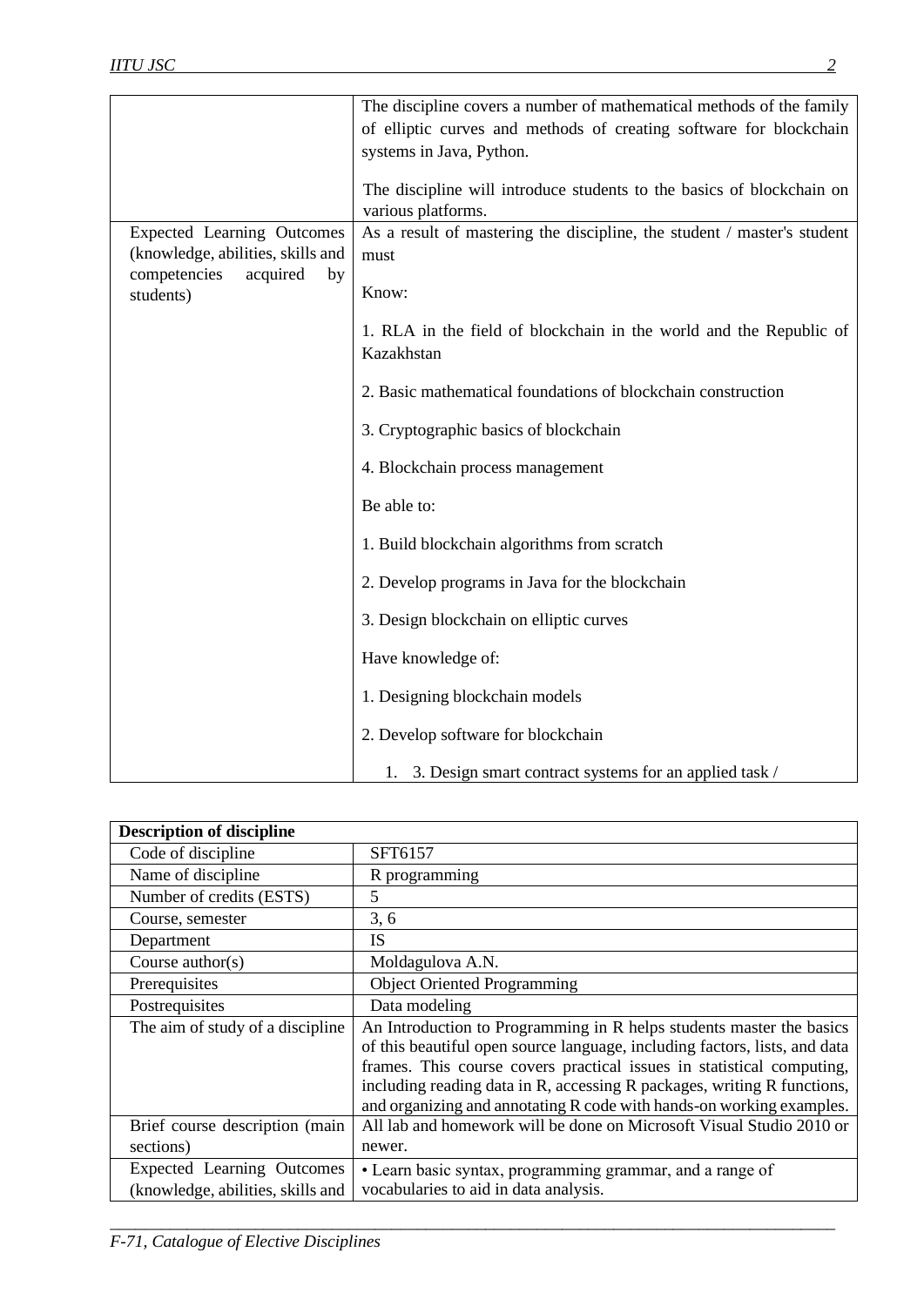| | |
|---|---|
| | The discipline covers a number of mathematical methods of the family of elliptic curves and methods of creating software for blockchain systems in Java, Python.<br><br>The discipline will introduce students to the basics of blockchain on various platforms. |
| Expected Learning Outcomes (knowledge, abilities, skills and competencies acquired by students) | As a result of mastering the discipline, the student / master's student must<br><br>Know:<br><br>1. RLA in the field of blockchain in the world and the Republic of Kazakhstan<br><br>2. Basic mathematical foundations of blockchain construction<br><br>3. Cryptographic basics of blockchain<br><br>4. Blockchain process management<br><br>Be able to:<br><br>1. Build blockchain algorithms from scratch<br><br>2. Develop programs in Java for the blockchain<br><br>3. Design blockchain on elliptic curves<br><br>Have knowledge of:<br><br>1. Designing blockchain models<br><br>2. Develop software for blockchain<br><br>1. 3. Design smart contract systems for an applied task / |

| **Description of discipline** | |
|---|---|
| Code of discipline | SFT6157 |
| Name of discipline | R programming |
| Number of credits (ESTS) | 5 |
| Course, semester | 3, 6 |
| Department | IS |
| Course author(s) | Moldagulova A.N. |
| Prerequisites | Object Oriented Programming |
| Postrequisites | Data modeling |
| The aim of study of a discipline | An Introduction to Programming in R helps students master the basics of this beautiful open source language, including factors, lists, and data frames. This course covers practical issues in statistical computing, including reading data in R, accessing R packages, writing R functions, and organizing and annotating R code with hands-on working examples. |
| Brief course description (main sections) | All lab and homework will be done on Microsoft Visual Studio 2010 or newer. |
| Expected Learning Outcomes (knowledge, abilities, skills and | • Learn basic syntax, programming grammar, and a range of vocabularies to aid in data analysis. |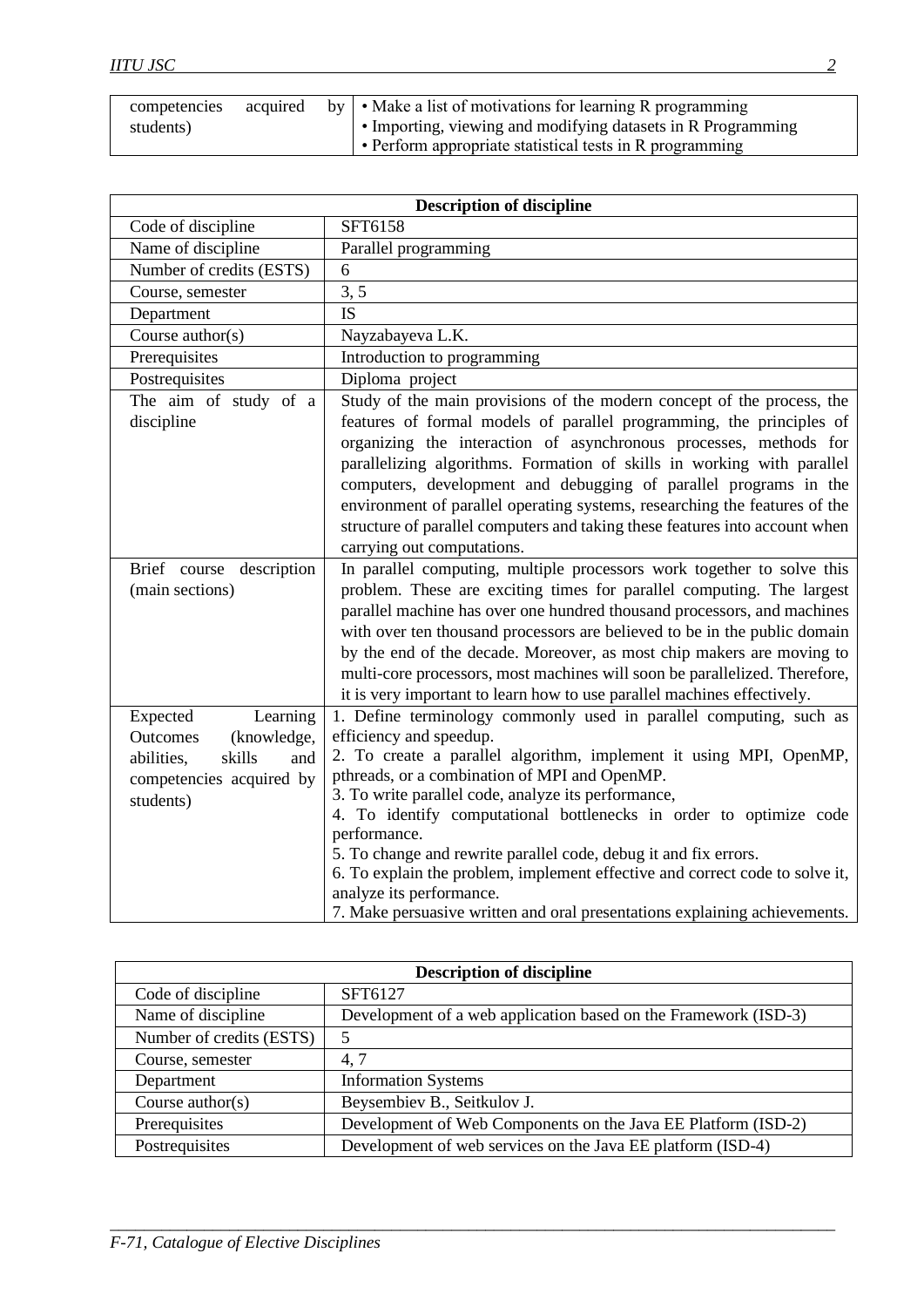| competencies acquired by students) | • Make a list of motivations for learning R programming<br>• Importing, viewing and modifying datasets in R Programming<br>• Perform appropriate statistical tests in R programming |
|---|---|

| **Description of discipline** | |
|---|---|
| Code of discipline | SFT6158 |
| Name of discipline | Parallel programming |
| Number of credits (ESTS) | 6 |
| Course, semester | 3, 5 |
| Department | IS |
| Course author(s) | Nayzabayeva L.K. |
| Prerequisites | Introduction to programming |
| Postrequisites | Diploma project |
| The aim of study of a discipline | Study of the main provisions of the modern concept of the process, the features of formal models of parallel programming, the principles of organizing the interaction of asynchronous processes, methods for parallelizing algorithms. Formation of skills in working with parallel computers, development and debugging of parallel programs in the environment of parallel operating systems, researching the features of the structure of parallel computers and taking these features into account when carrying out computations. |
| Brief course description (main sections) | In parallel computing, multiple processors work together to solve this problem. These are exciting times for parallel computing. The largest parallel machine has over one hundred thousand processors, and machines with over ten thousand processors are believed to be in the public domain by the end of the decade. Moreover, as most chip makers are moving to multi-core processors, most machines will soon be parallelized. Therefore, it is very important to learn how to use parallel machines effectively. |
| Expected Learning Outcomes (knowledge, abilities, skills and competencies acquired by students) | 1. Define terminology commonly used in parallel computing, such as efficiency and speedup.<br>2. To create a parallel algorithm, implement it using MPI, OpenMP, pthreads, or a combination of MPI and OpenMP.<br>3. To write parallel code, analyze its performance,<br>4. To identify computational bottlenecks in order to optimize code performance.<br>5. To change and rewrite parallel code, debug it and fix errors.<br>6. To explain the problem, implement effective and correct code to solve it, analyze its performance.<br>7. Make persuasive written and oral presentations explaining achievements. |

| **Description of discipline** | |
|---|---|
| Code of discipline | SFT6127 |
| Name of discipline | Development of a web application based on the Framework (ISD-3) |
| Number of credits (ESTS) | 5 |
| Course, semester | 4, 7 |
| Department | Information Systems |
| Course author(s) | Beysembiev B., Seitkulov J. |
| Prerequisites | Development of Web Components on the Java EE Platform (ISD-2) |
| Postrequisites | Development of web services on the Java EE platform (ISD-4) |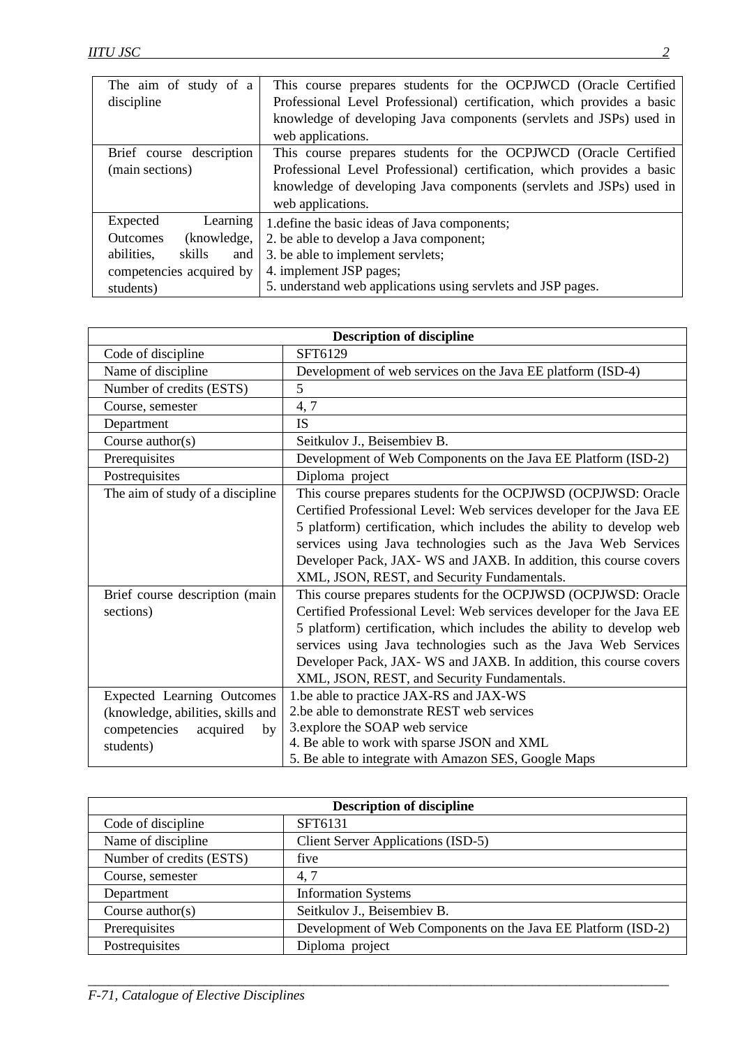| | |
|---|---|
| The aim of study of a discipline | This course prepares students for the OCPJWCD (Oracle Certified Professional Level Professional) certification, which provides a basic knowledge of developing Java components (servlets and JSPs) used in web applications. |
| Brief course description (main sections) | This course prepares students for the OCPJWCD (Oracle Certified Professional Level Professional) certification, which provides a basic knowledge of developing Java components (servlets and JSPs) used in web applications. |
| Expected Learning Outcomes (knowledge, abilities, skills and competencies acquired by students) | 1.define the basic ideas of Java components;<br>2. be able to develop a Java component;<br>3. be able to implement servlets;<br>4. implement JSP pages;<br>5. understand web applications using servlets and JSP pages. |

| **Description of discipline** | |
|---|---|
| Code of discipline | SFT6129 |
| Name of discipline | Development of web services on the Java EE platform (ISD-4) |
| Number of credits (ESTS) | 5 |
| Course, semester | 4, 7 |
| Department | IS |
| Course author(s) | Seitkulov J., Beisembiev B. |
| Prerequisites | Development of Web Components on the Java EE Platform (ISD-2) |
| Postrequisites | Diploma project |
| The aim of study of a discipline | This course prepares students for the OCPJWSD (OCPJWSD: Oracle Certified Professional Level: Web services developer for the Java EE 5 platform) certification, which includes the ability to develop web services using Java technologies such as the Java Web Services Developer Pack, JAX- WS and JAXB. In addition, this course covers XML, JSON, REST, and Security Fundamentals. |
| Brief course description (main sections) | This course prepares students for the OCPJWSD (OCPJWSD: Oracle Certified Professional Level: Web services developer for the Java EE 5 platform) certification, which includes the ability to develop web services using Java technologies such as the Java Web Services Developer Pack, JAX- WS and JAXB. In addition, this course covers XML, JSON, REST, and Security Fundamentals. |
| Expected Learning Outcomes (knowledge, abilities, skills and competencies acquired by students) | 1.be able to practice JAX-RS and JAX-WS<br>2.be able to demonstrate REST web services<br>3.explore the SOAP web service<br>4. Be able to work with sparse JSON and XML<br>5. Be able to integrate with Amazon SES, Google Maps |

| **Description of discipline** | |
|---|---|
| Code of discipline | SFT6131 |
| Name of discipline | Client Server Applications (ISD-5) |
| Number of credits (ESTS) | five |
| Course, semester | 4, 7 |
| Department | Information Systems |
| Course author(s) | Seitkulov J., Beisembiev B. |
| Prerequisites | Development of Web Components on the Java EE Platform (ISD-2) |
| Postrequisites | Diploma project |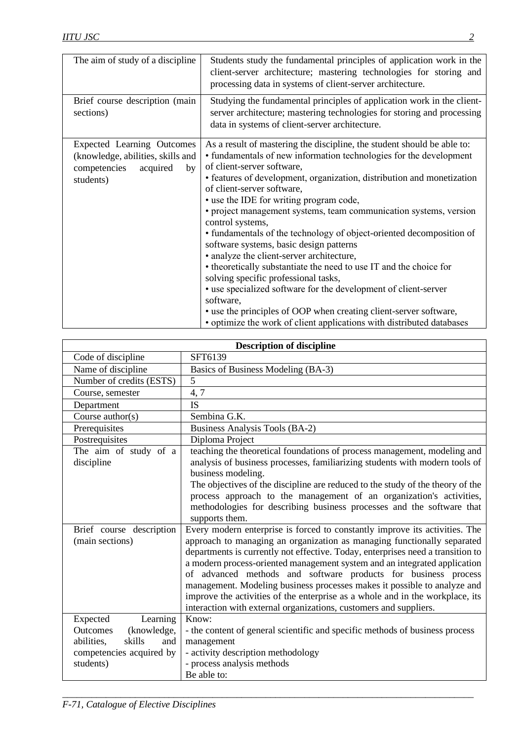| The aim of study of a discipline | Students study the fundamental principles of application work in the client-server architecture; mastering technologies for storing and processing data in systems of client-server architecture. |
|---|---|
| Brief course description (main sections) | Studying the fundamental principles of application work in the client-server architecture; mastering technologies for storing and processing data in systems of client-server architecture. |
| Expected Learning Outcomes (knowledge, abilities, skills and competencies acquired by students) | As a result of mastering the discipline, the student should be able to:<br>• fundamentals of new information technologies for the development of client-server software,<br>• features of development, organization, distribution and monetization of client-server software,<br>• use the IDE for writing program code,<br>• project management systems, team communication systems, version control systems,<br>• fundamentals of the technology of object-oriented decomposition of software systems, basic design patterns<br>• analyze the client-server architecture,<br>• theoretically substantiate the need to use IT and the choice for solving specific professional tasks,<br>• use specialized software for the development of client-server software,<br>• use the principles of OOP when creating client-server software,<br>• optimize the work of client applications with distributed databases |

| Description of discipline | |
|---|---|
| Code of discipline | SFT6139 |
| Name of discipline | Basics of Business Modeling (BA-3) |
| Number of credits (ESTS) | 5 |
| Course, semester | 4, 7 |
| Department | IS |
| Course author(s) | Sembina G.K. |
| Prerequisites | Business Analysis Tools (BA-2) |
| Postrequisites | Diploma Project |
| The aim of study of a discipline | teaching the theoretical foundations of process management, modeling and analysis of business processes, familiarizing students with modern tools of business modeling.<br>The objectives of the discipline are reduced to the study of the theory of the process approach to the management of an organization's activities, methodologies for describing business processes and the software that supports them. |
| Brief course description (main sections) | Every modern enterprise is forced to constantly improve its activities. The approach to managing an organization as managing functionally separated departments is currently not effective. Today, enterprises need a transition to a modern process-oriented management system and an integrated application of advanced methods and software products for business process management. Modeling business processes makes it possible to analyze and improve the activities of the enterprise as a whole and in the workplace, its interaction with external organizations, customers and suppliers. |
| Expected Learning Outcomes (knowledge, abilities, skills and competencies acquired by students) | Know:<br>- the content of general scientific and specific methods of business process management<br>- activity description methodology<br>- process analysis methods<br>Be able to: |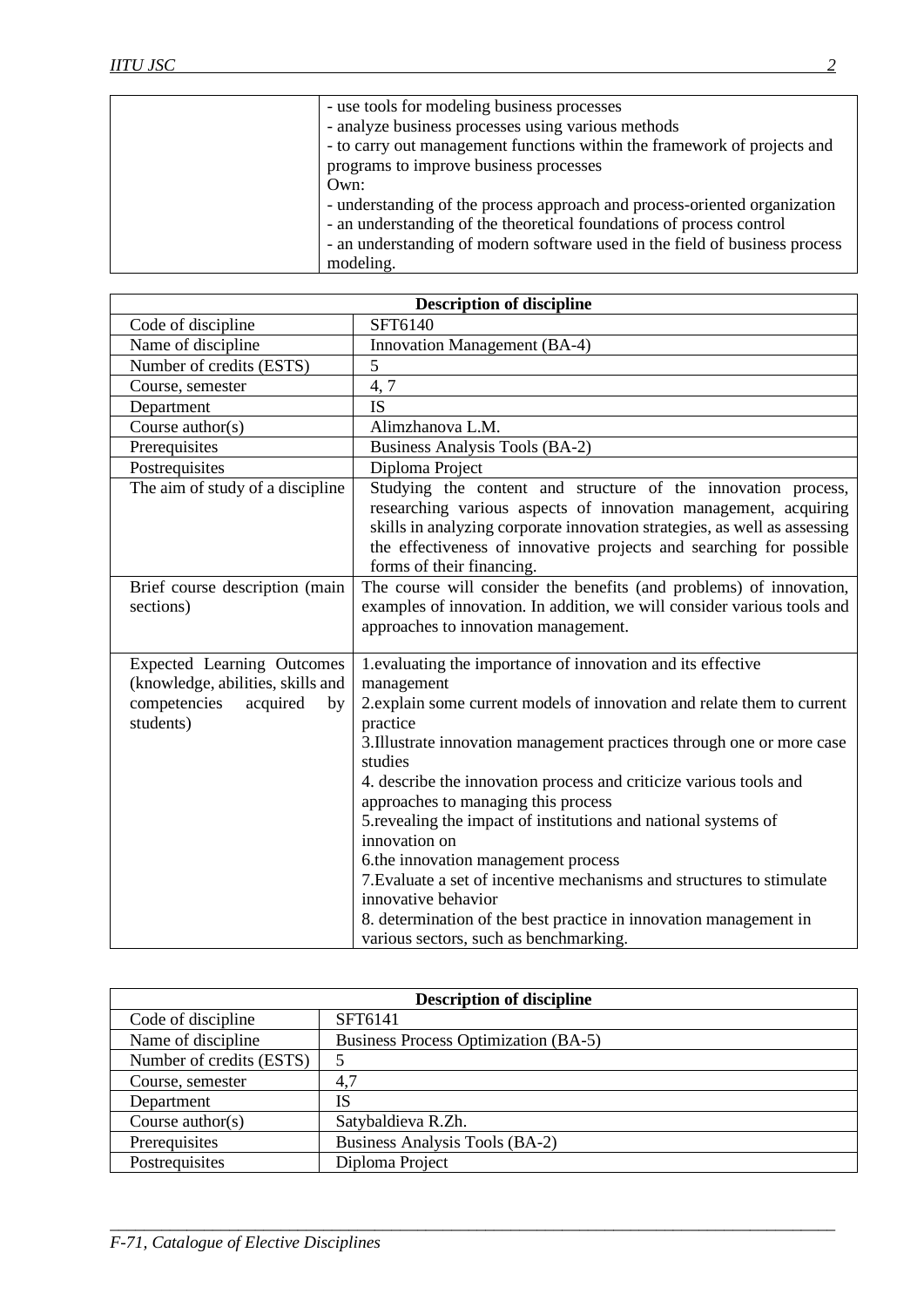| | |
|---|---|
| | - use tools for modeling business processes<br>- analyze business processes using various methods<br>- to carry out management functions within the framework of projects and programs to improve business processes<br>Own:<br>- understanding of the process approach and process-oriented organization<br>- an understanding of the theoretical foundations of process control<br>- an understanding of modern software used in the field of business process modeling. |

| **Description of discipline** | |
|---|---|
| Code of discipline | SFT6140 |
| Name of discipline | Innovation Management (BA-4) |
| Number of credits (ESTS) | 5 |
| Course, semester | 4, 7 |
| Department | IS |
| Course author(s) | Alimzhanova L.M. |
| Prerequisites | Business Analysis Tools (BA-2) |
| Postrequisites | Diploma Project |
| The aim of study of a discipline | Studying the content and structure of the innovation process, researching various aspects of innovation management, acquiring skills in analyzing corporate innovation strategies, as well as assessing the effectiveness of innovative projects and searching for possible forms of their financing. |
| Brief course description (main sections) | The course will consider the benefits (and problems) of innovation, examples of innovation. In addition, we will consider various tools and approaches to innovation management. |
| Expected Learning Outcomes (knowledge, abilities, skills and competencies acquired by students) | 1.evaluating the importance of innovation and its effective management<br>2.explain some current models of innovation and relate them to current practice<br>3.Illustrate innovation management practices through one or more case studies<br>4. describe the innovation process and criticize various tools and approaches to managing this process<br>5.revealing the impact of institutions and national systems of innovation on<br>6.the innovation management process<br>7.Evaluate a set of incentive mechanisms and structures to stimulate innovative behavior<br>8. determination of the best practice in innovation management in various sectors, such as benchmarking. |

| **Description of discipline** | |
|---|---|
| Code of discipline | SFT6141 |
| Name of discipline | Business Process Optimization (BA-5) |
| Number of credits (ESTS) | 5 |
| Course, semester | 4,7 |
| Department | IS |
| Course author(s) | Satybaldieva R.Zh. |
| Prerequisites | Business Analysis Tools (BA-2) |
| Postrequisites | Diploma Project |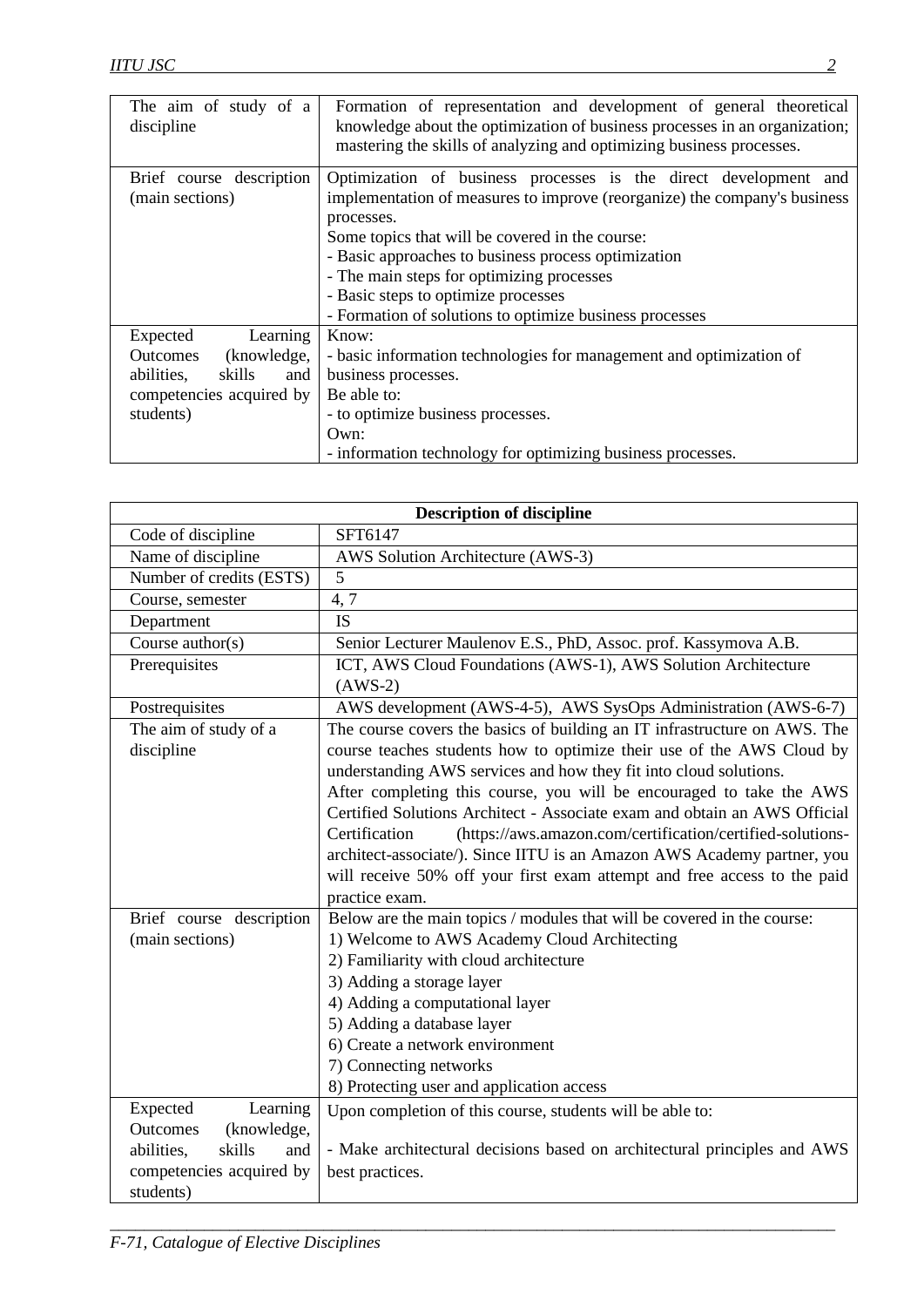| | |
|---|---|
| The aim of study of a discipline | Formation of representation and development of general theoretical knowledge about the optimization of business processes in an organization; mastering the skills of analyzing and optimizing business processes. |
| Brief course description (main sections) | Optimization of business processes is the direct development and implementation of measures to improve (reorganize) the company's business processes.<br>Some topics that will be covered in the course:<br>- Basic approaches to business process optimization<br>- The main steps for optimizing processes<br>- Basic steps to optimize processes<br>- Formation of solutions to optimize business processes |
| Expected Learning Outcomes (knowledge, abilities, skills and competencies acquired by students) | Know:<br>- basic information technologies for management and optimization of business processes.<br>Be able to:<br>- to optimize business processes.<br>Own:<br>- information technology for optimizing business processes. |

| **Description of discipline** | |
|---|---|
| Code of discipline | SFT6147 |
| Name of discipline | AWS Solution Architecture (AWS-3) |
| Number of credits (ESTS) | 5 |
| Course, semester | 4, 7 |
| Department | IS |
| Course author(s) | Senior Lecturer Maulenov E.S., PhD, Assoc. prof. Kassymova A.B. |
| Prerequisites | ICT, AWS Cloud Foundations (AWS-1), AWS Solution Architecture (AWS-2) |
| Postrequisites | AWS development (AWS-4-5), AWS SysOps Administration (AWS-6-7) |
| The aim of study of a discipline | The course covers the basics of building an IT infrastructure on AWS. The course teaches students how to optimize their use of the AWS Cloud by understanding AWS services and how they fit into cloud solutions.<br>After completing this course, you will be encouraged to take the AWS Certified Solutions Architect - Associate exam and obtain an AWS Official Certification (https://aws.amazon.com/certification/certified-solutions-architect-associate/). Since IITU is an Amazon AWS Academy partner, you will receive 50% off your first exam attempt and free access to the paid practice exam. |
| Brief course description (main sections) | Below are the main topics / modules that will be covered in the course:<br>1) Welcome to AWS Academy Cloud Architecting<br>2) Familiarity with cloud architecture<br>3) Adding a storage layer<br>4) Adding a computational layer<br>5) Adding a database layer<br>6) Create a network environment<br>7) Connecting networks<br>8) Protecting user and application access |
| Expected Learning Outcomes (knowledge, abilities, skills and competencies acquired by students) | Upon completion of this course, students will be able to:<br><br>- Make architectural decisions based on architectural principles and AWS best practices. |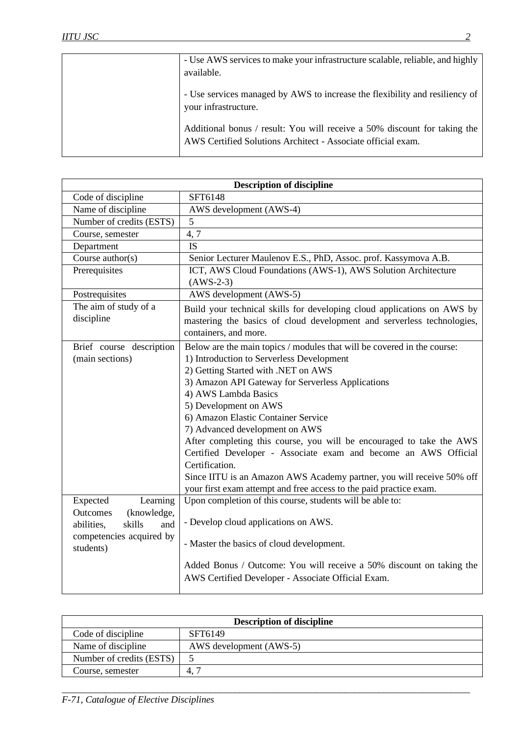| | |
|---|---|
| | - Use AWS services to make your infrastructure scalable, reliable, and highly available.<br><br>- Use services managed by AWS to increase the flexibility and resiliency of your infrastructure.<br><br>Additional bonus / result: You will receive a 50% discount for taking the AWS Certified Solutions Architect - Associate official exam. |

| **Description of discipline** | |
|---|---|
| Code of discipline | SFT6148 |
| Name of discipline | AWS development (AWS-4) |
| Number of credits (ESTS) | 5 |
| Course, semester | 4, 7 |
| Department | IS |
| Course author(s) | Senior Lecturer Maulenov E.S., PhD, Assoc. prof. Kassymova A.B. |
| Prerequisites | ICT, AWS Cloud Foundations (AWS-1), AWS Solution Architecture (AWS-2-3) |
| Postrequisites | AWS development (AWS-5) |
| The aim of study of a discipline | Build your technical skills for developing cloud applications on AWS by mastering the basics of cloud development and serverless technologies, containers, and more. |
| Brief course description (main sections) | Below are the main topics / modules that will be covered in the course:<br>1) Introduction to Serverless Development<br>2) Getting Started with .NET on AWS<br>3) Amazon API Gateway for Serverless Applications<br>4) AWS Lambda Basics<br>5) Development on AWS<br>6) Amazon Elastic Container Service<br>7) Advanced development on AWS<br>After completing this course, you will be encouraged to take the AWS Certified Developer - Associate exam and become an AWS Official Certification.<br>Since IITU is an Amazon AWS Academy partner, you will receive 50% off your first exam attempt and free access to the paid practice exam. |
| Expected Learning Outcomes (knowledge, abilities, skills and competencies acquired by students) | Upon completion of this course, students will be able to:<br><br>- Develop cloud applications on AWS.<br><br>- Master the basics of cloud development.<br><br>Added Bonus / Outcome: You will receive a 50% discount on taking the AWS Certified Developer - Associate Official Exam. |

| **Description of discipline** | |
|---|---|
| Code of discipline | SFT6149 |
| Name of discipline | AWS development (AWS-5) |
| Number of credits (ESTS) | 5 |
| Course, semester | 4, 7 |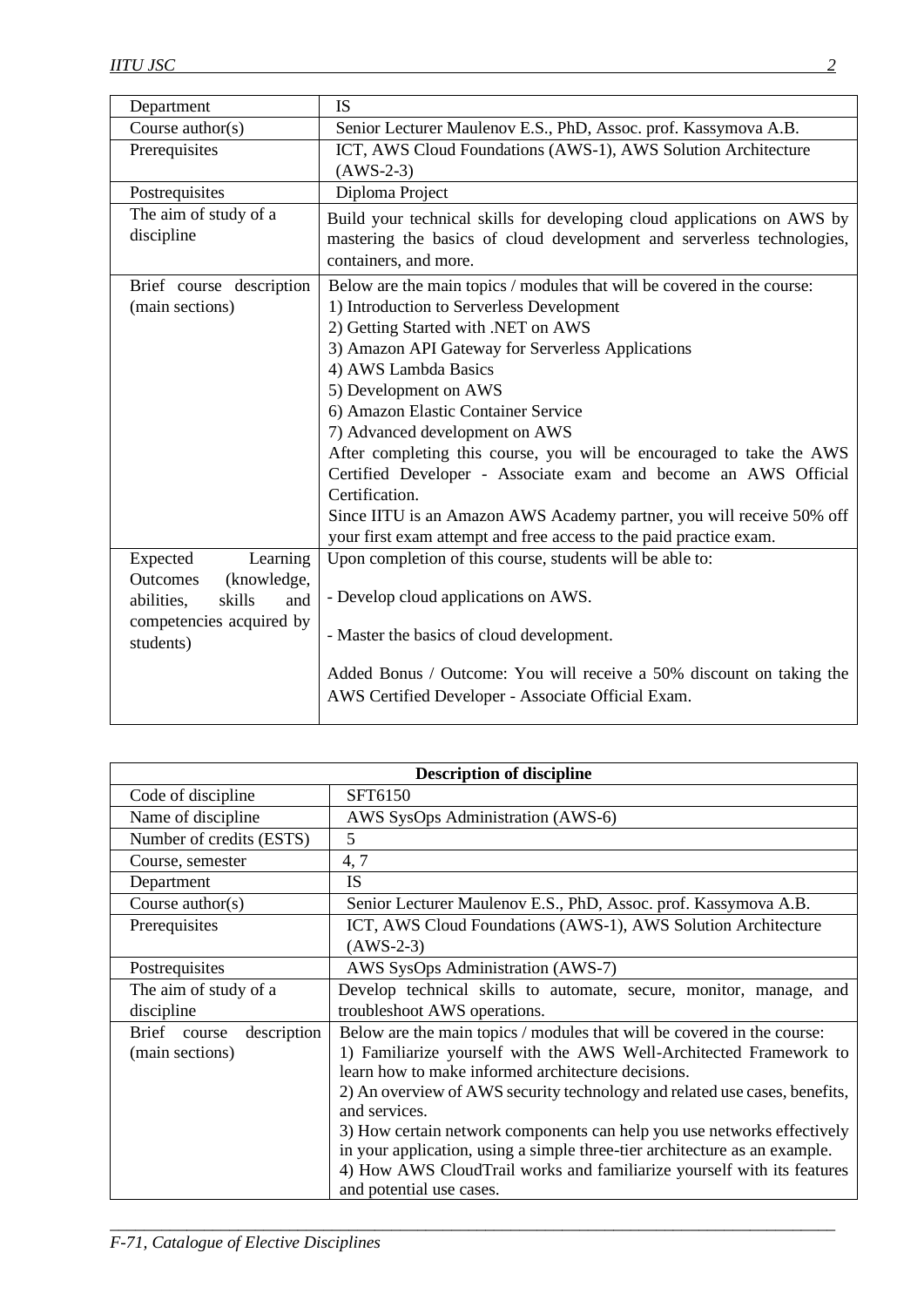| Department | IS |
|---|---|
| Course author(s) | Senior Lecturer Maulenov E.S., PhD, Assoc. prof. Kassymova A.B. |
| Prerequisites | ICT, AWS Cloud Foundations (AWS-1), AWS Solution Architecture (AWS-2-3) |
| Postrequisites | Diploma Project |
| The aim of study of a discipline | Build your technical skills for developing cloud applications on AWS by mastering the basics of cloud development and serverless technologies, containers, and more. |
| Brief course description (main sections) | Below are the main topics / modules that will be covered in the course:<br>1) Introduction to Serverless Development<br>2) Getting Started with .NET on AWS<br>3) Amazon API Gateway for Serverless Applications<br>4) AWS Lambda Basics<br>5) Development on AWS<br>6) Amazon Elastic Container Service<br>7) Advanced development on AWS<br>After completing this course, you will be encouraged to take the AWS Certified Developer - Associate exam and become an AWS Official Certification.<br>Since IITU is an Amazon AWS Academy partner, you will receive 50% off your first exam attempt and free access to the paid practice exam. |
| Expected Learning Outcomes (knowledge, abilities, skills and competencies acquired by students) | Upon completion of this course, students will be able to:<br>- Develop cloud applications on AWS.<br>- Master the basics of cloud development.<br>Added Bonus / Outcome: You will receive a 50% discount on taking the AWS Certified Developer - Associate Official Exam. |

| **Description of discipline** | |
|---|---|
| Code of discipline | SFT6150 |
| Name of discipline | AWS SysOps Administration (AWS-6) |
| Number of credits (ESTS) | 5 |
| Course, semester | 4, 7 |
| Department | IS |
| Course author(s) | Senior Lecturer Maulenov E.S., PhD, Assoc. prof. Kassymova A.B. |
| Prerequisites | ICT, AWS Cloud Foundations (AWS-1), AWS Solution Architecture (AWS-2-3) |
| Postrequisites | AWS SysOps Administration (AWS-7) |
| The aim of study of a discipline | Develop technical skills to automate, secure, monitor, manage, and troubleshoot AWS operations. |
| Brief course description (main sections) | Below are the main topics / modules that will be covered in the course:<br>1) Familiarize yourself with the AWS Well-Architected Framework to learn how to make informed architecture decisions.<br>2) An overview of AWS security technology and related use cases, benefits, and services.<br>3) How certain network components can help you use networks effectively in your application, using a simple three-tier architecture as an example.<br>4) How AWS CloudTrail works and familiarize yourself with its features and potential use cases. |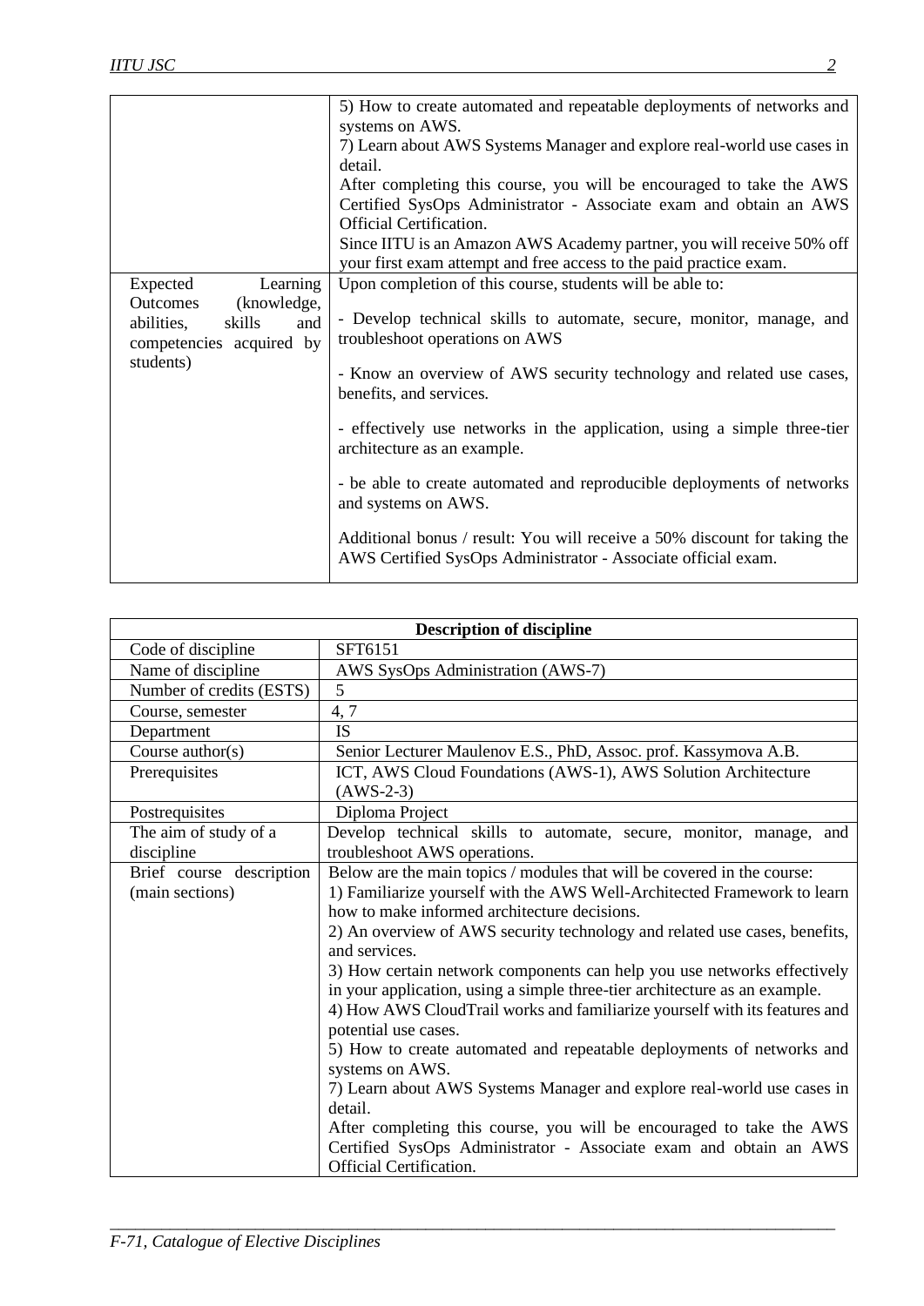| | |
|---|---|
| | 5) How to create automated and repeatable deployments of networks and systems on AWS.<br>7) Learn about AWS Systems Manager and explore real-world use cases in detail.<br>After completing this course, you will be encouraged to take the AWS Certified SysOps Administrator - Associate exam and obtain an AWS Official Certification.<br>Since IITU is an Amazon AWS Academy partner, you will receive 50% off your first exam attempt and free access to the paid practice exam. |
| Expected Learning Outcomes (knowledge, abilities, skills and competencies acquired by students) | Upon completion of this course, students will be able to:<br><br>- Develop technical skills to automate, secure, monitor, manage, and troubleshoot operations on AWS<br><br>- Know an overview of AWS security technology and related use cases, benefits, and services.<br><br>- effectively use networks in the application, using a simple three-tier architecture as an example.<br><br>- be able to create automated and reproducible deployments of networks and systems on AWS.<br><br>Additional bonus / result: You will receive a 50% discount for taking the AWS Certified SysOps Administrator - Associate official exam. |

| **Description of discipline** | |
|---|---|
| Code of discipline | SFT6151 |
| Name of discipline | AWS SysOps Administration (AWS-7) |
| Number of credits (ESTS) | 5 |
| Course, semester | 4, 7 |
| Department | IS |
| Course author(s) | Senior Lecturer Maulenov E.S., PhD, Assoc. prof. Kassymova A.B. |
| Prerequisites | ICT, AWS Cloud Foundations (AWS-1), AWS Solution Architecture (AWS-2-3) |
| Postrequisites | Diploma Project |
| The aim of study of a discipline | Develop technical skills to automate, secure, monitor, manage, and troubleshoot AWS operations. |
| Brief course description (main sections) | Below are the main topics / modules that will be covered in the course:<br>1) Familiarize yourself with the AWS Well-Architected Framework to learn how to make informed architecture decisions.<br>2) An overview of AWS security technology and related use cases, benefits, and services.<br>3) How certain network components can help you use networks effectively in your application, using a simple three-tier architecture as an example.<br>4) How AWS CloudTrail works and familiarize yourself with its features and potential use cases.<br>5) How to create automated and repeatable deployments of networks and systems on AWS.<br>7) Learn about AWS Systems Manager and explore real-world use cases in detail.<br>After completing this course, you will be encouraged to take the AWS Certified SysOps Administrator - Associate exam and obtain an AWS Official Certification. |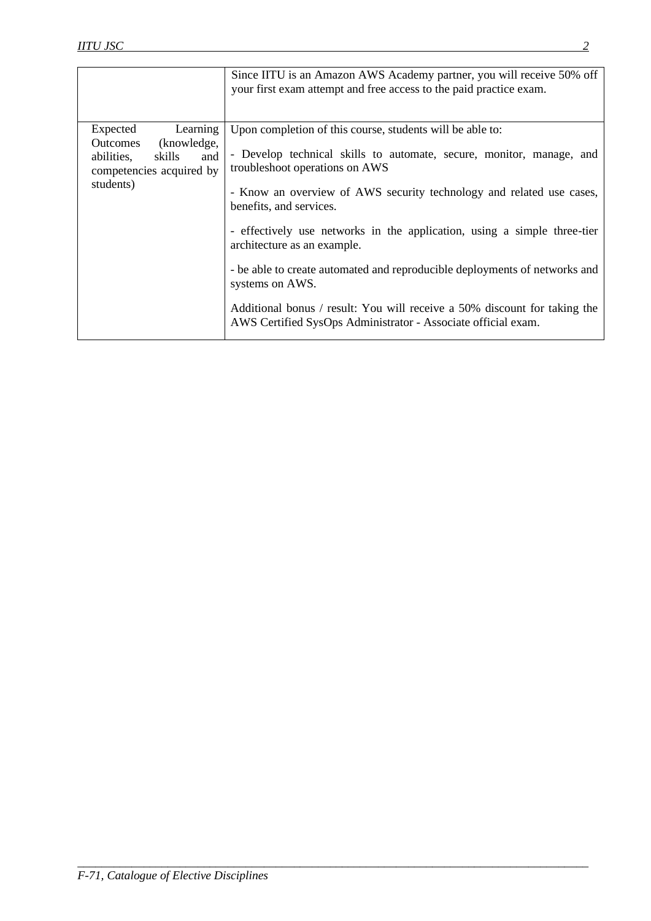| | |
|---|---|
| | Since IITU is an Amazon AWS Academy partner, you will receive 50% off your first exam attempt and free access to the paid practice exam. |
| Expected Learning Outcomes (knowledge, abilities, skills and competencies acquired by students) | Upon completion of this course, students will be able to:<br><br>- Develop technical skills to automate, secure, monitor, manage, and troubleshoot operations on AWS<br><br>- Know an overview of AWS security technology and related use cases, benefits, and services.<br><br>- effectively use networks in the application, using a simple three-tier architecture as an example.<br><br>- be able to create automated and reproducible deployments of networks and systems on AWS.<br><br>Additional bonus / result: You will receive a 50% discount for taking the AWS Certified SysOps Administrator - Associate official exam. |